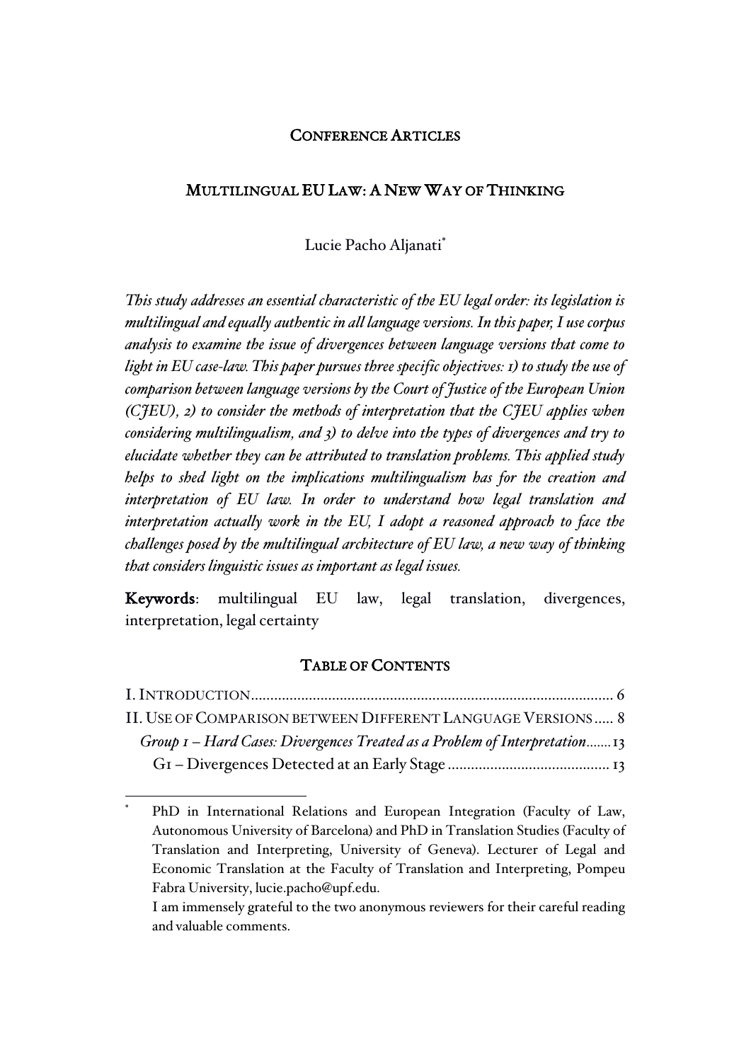## CONFERENCE ARTICLES

# MULTILINGUAL EU LAW: A NEW WAY OF THINKING

Lucie Pacho Aljanati*

*This study addresses an essential characteristic of the EU legal order: its legislation is multilingual and equally authentic in all language versions. In this paper, I use corpus analysis to examine the issue of divergences between language versions that come to light in EU case-law. This paper pursues three specific objectives: 1) to study the use of comparison between language versions by the Court of Justice of the European Union (CJEU), 2) to consider the methods of interpretation that the CJEU applies when considering multilingualism, and 3) to delve into the types of divergences and try to elucidate whether they can be attributed to translation problems. This applied study helps to shed light on the implications multilingualism has for the creation and interpretation of EU law. In order to understand how legal translation and interpretation actually work in the EU, I adopt a reasoned approach to face the challenges posed by the multilingual architecture of EU law, a new way of thinking that considers linguistic issues as important as legal issues.*

**Keywords**: multilingual EU law, legal translation, divergences, interpretation, legal certainty

## TABLE OF CONTENTS

I. INTRODUCTION .......... 6
II. USE OF COMPARISON BETWEEN DIFFERENT LANGUAGE VERSIONS .......... 8
*Group 1 – Hard Cases: Divergences Treated as a Problem of Interpretation* .......... 13
G1 – Divergences Detected at an Early Stage .......... 13

---

\* PhD in International Relations and European Integration (Faculty of Law, Autonomous University of Barcelona) and PhD in Translation Studies (Faculty of Translation and Interpreting, University of Geneva). Lecturer of Legal and Economic Translation at the Faculty of Translation and Interpreting, Pompeu Fabra University, lucie.pacho@upf.edu.
I am immensely grateful to the two anonymous reviewers for their careful reading and valuable comments.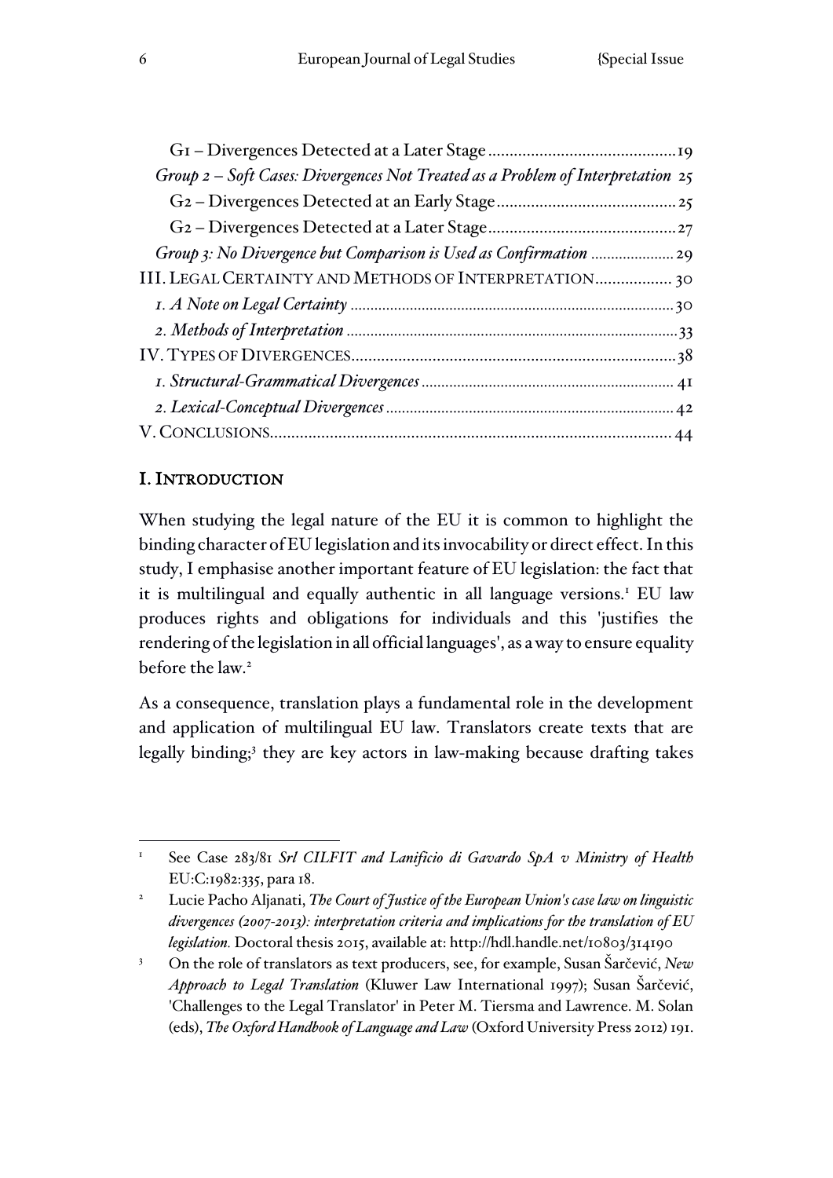G1 – Divergences Detected at a Later Stage ........................................ 19

*Group 2 – Soft Cases: Divergences Not Treated as a Problem of Interpretation* 25

G2 – Divergences Detected at an Early Stage ........................................ 25

G2 – Divergences Detected at a Later Stage ........................................ 27

*Group 3: No Divergence but Comparison is Used as Confirmation* .................... 29

III. LEGAL CERTAINTY AND METHODS OF INTERPRETATION .................. 30

*1. A Note on Legal Certainty* ........................................ 30

*2. Methods of Interpretation* ........................................ 33

IV. TYPES OF DIVERGENCES ........................................ 38

*1. Structural-Grammatical Divergences* ........................................ 41

*2. Lexical-Conceptual Divergences* ........................................ 42

V. CONCLUSIONS ........................................ 44

## I. INTRODUCTION

When studying the legal nature of the EU it is common to highlight the binding character of EU legislation and its invocability or direct effect. In this study, I emphasise another important feature of EU legislation: the fact that it is multilingual and equally authentic in all language versions.[1] EU law produces rights and obligations for individuals and this 'justifies the rendering of the legislation in all official languages', as a way to ensure equality before the law.[2]

As a consequence, translation plays a fundamental role in the development and application of multilingual EU law. Translators create texts that are legally binding;[3] they are key actors in law-making because drafting takes

---

[1] See Case 283/81 *Srl CILFIT and Lanificio di Gavardo SpA v Ministry of Health* EU:C:1982:335, para 18.

[2] Lucie Pacho Aljanati, *The Court of Justice of the European Union's case law on linguistic divergences (2007-2013): interpretation criteria and implications for the translation of EU legislation.* Doctoral thesis 2015, available at: http://hdl.handle.net/10803/314190

[3] On the role of translators as text producers, see, for example, Susan Šarčević, *New Approach to Legal Translation* (Kluwer Law International 1997); Susan Šarčević, 'Challenges to the Legal Translator' in Peter M. Tiersma and Lawrence. M. Solan (eds), *The Oxford Handbook of Language and Law* (Oxford University Press 2012) 191.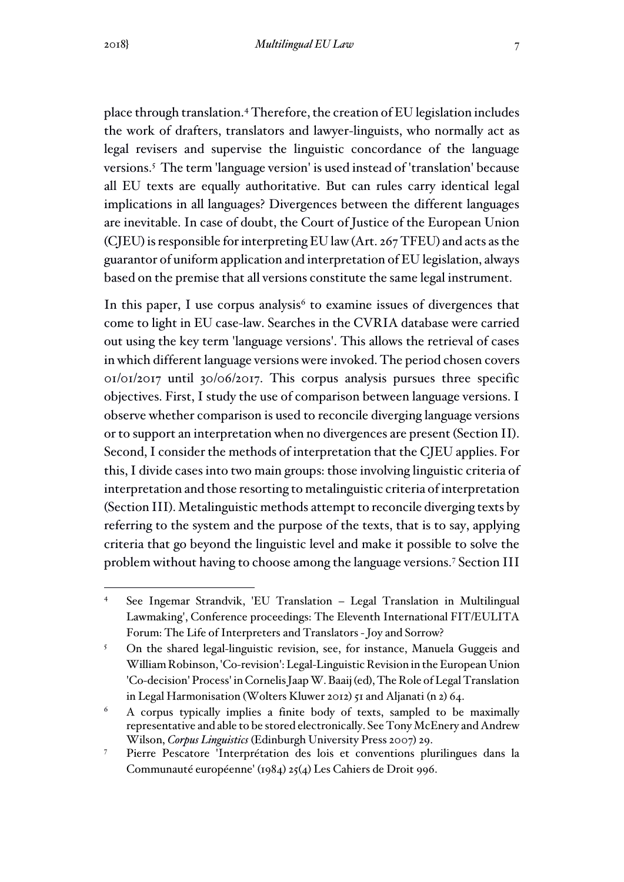place through translation.[4] Therefore, the creation of EU legislation includes the work of drafters, translators and lawyer-linguists, who normally act as legal revisers and supervise the linguistic concordance of the language versions.[5] The term 'language version' is used instead of 'translation' because all EU texts are equally authoritative. But can rules carry identical legal implications in all languages? Divergences between the different languages are inevitable. In case of doubt, the Court of Justice of the European Union (CJEU) is responsible for interpreting EU law (Art. 267 TFEU) and acts as the guarantor of uniform application and interpretation of EU legislation, always based on the premise that all versions constitute the same legal instrument.

In this paper, I use corpus analysis[6] to examine issues of divergences that come to light in EU case-law. Searches in the CVRIA database were carried out using the key term 'language versions'. This allows the retrieval of cases in which different language versions were invoked. The period chosen covers 01/01/2017 until 30/06/2017. This corpus analysis pursues three specific objectives. First, I study the use of comparison between language versions. I observe whether comparison is used to reconcile diverging language versions or to support an interpretation when no divergences are present (Section II). Second, I consider the methods of interpretation that the CJEU applies. For this, I divide cases into two main groups: those involving linguistic criteria of interpretation and those resorting to metalinguistic criteria of interpretation (Section III). Metalinguistic methods attempt to reconcile diverging texts by referring to the system and the purpose of the texts, that is to say, applying criteria that go beyond the linguistic level and make it possible to solve the problem without having to choose among the language versions.[7] Section III

---

[4] See Ingemar Strandvik, 'EU Translation – Legal Translation in Multilingual Lawmaking', Conference proceedings: The Eleventh International FIT/EULITA Forum: The Life of Interpreters and Translators - Joy and Sorrow?

[5] On the shared legal-linguistic revision, see, for instance, Manuela Guggeis and William Robinson, 'Co-revision': Legal-Linguistic Revision in the European Union 'Co-decision' Process' in Cornelis Jaap W. Baaij (ed), The Role of Legal Translation in Legal Harmonisation (Wolters Kluwer 2012) 51 and Aljanati (n 2) 64.

[6] A corpus typically implies a finite body of texts, sampled to be maximally representative and able to be stored electronically. See Tony McEnery and Andrew Wilson, *Corpus Linguistics* (Edinburgh University Press 2007) 29.

[7] Pierre Pescatore 'Interprétation des lois et conventions plurilingues dans la Communauté européenne' (1984) 25(4) Les Cahiers de Droit 996.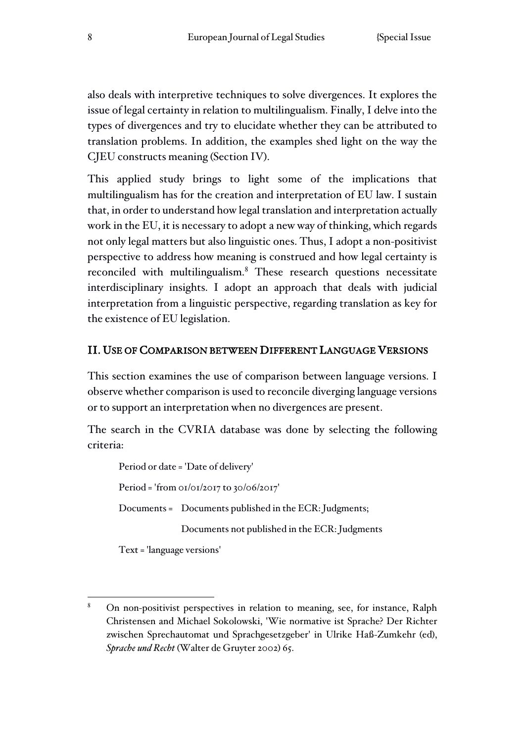also deals with interpretive techniques to solve divergences. It explores the issue of legal certainty in relation to multilingualism. Finally, I delve into the types of divergences and try to elucidate whether they can be attributed to translation problems. In addition, the examples shed light on the way the CJEU constructs meaning (Section IV).

This applied study brings to light some of the implications that multilingualism has for the creation and interpretation of EU law. I sustain that, in order to understand how legal translation and interpretation actually work in the EU, it is necessary to adopt a new way of thinking, which regards not only legal matters but also linguistic ones. Thus, I adopt a non-positivist perspective to address how meaning is construed and how legal certainty is reconciled with multilingualism.[8] These research questions necessitate interdisciplinary insights. I adopt an approach that deals with judicial interpretation from a linguistic perspective, regarding translation as key for the existence of EU legislation.

## II. Use of Comparison between Different Language Versions

This section examines the use of comparison between language versions. I observe whether comparison is used to reconcile diverging language versions or to support an interpretation when no divergences are present.

The search in the CVRIA database was done by selecting the following criteria:

> Period or date = 'Date of delivery'
>
> Period = 'from 01/01/2017 to 30/06/2017'
>
> Documents = Documents published in the ECR: Judgments;
>
> Documents not published in the ECR: Judgments
>
> Text = 'language versions'

---

[8] On non-positivist perspectives in relation to meaning, see, for instance, Ralph Christensen and Michael Sokolowski, 'Wie normative ist Sprache? Der Richter zwischen Sprechautomat und Sprachgesetzgeber' in Ulrike Haß-Zumkehr (ed), *Sprache und Recht* (Walter de Gruyter 2002) 65.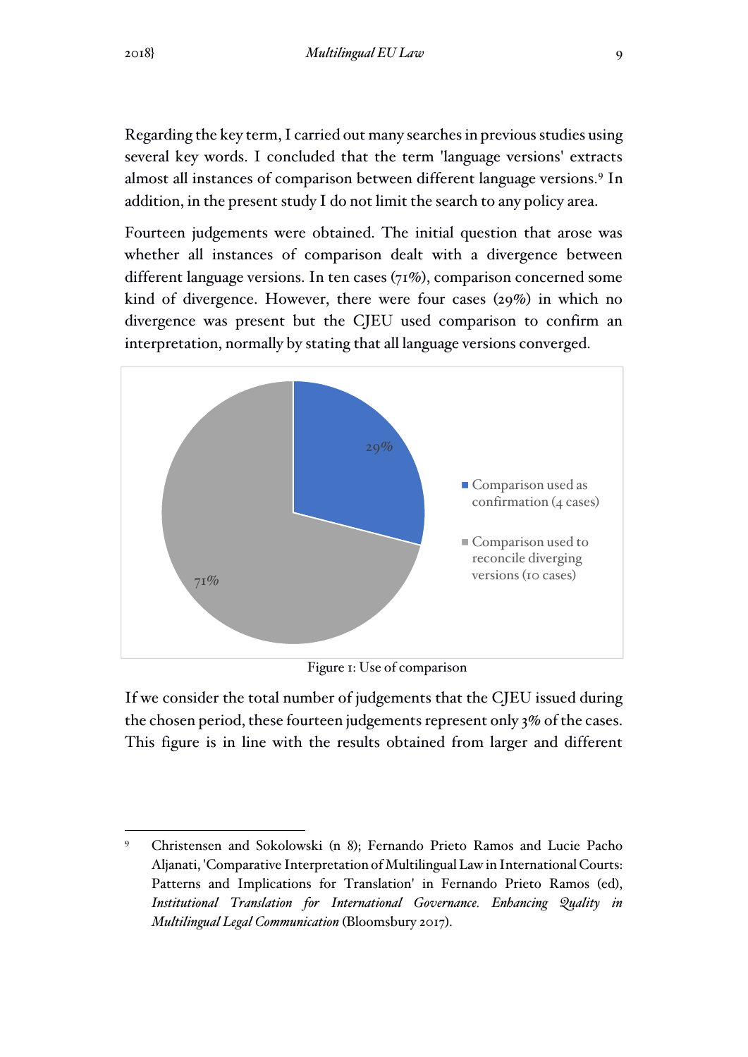Regarding the key term, I carried out many searches in previous studies using several key words. I concluded that the term 'language versions' extracts almost all instances of comparison between different language versions.[9] In addition, in the present study I do not limit the search to any policy area.

Fourteen judgements were obtained. The initial question that arose was whether all instances of comparison dealt with a divergence between different language versions. In ten cases (71%), comparison concerned some kind of divergence. However, there were four cases (29%) in which no divergence was present but the CJEU used comparison to confirm an interpretation, normally by stating that all language versions converged.

Figure 1: Use of comparison

If we consider the total number of judgements that the CJEU issued during the chosen period, these fourteen judgements represent only 3% of the cases. This figure is in line with the results obtained from larger and different

---

[9] Christensen and Sokolowski (n 8); Fernando Prieto Ramos and Lucie Pacho Aljanati, 'Comparative Interpretation of Multilingual Law in International Courts: Patterns and Implications for Translation' in Fernando Prieto Ramos (ed), *Institutional Translation for International Governance. Enhancing Quality in Multilingual Legal Communication* (Bloomsbury 2017).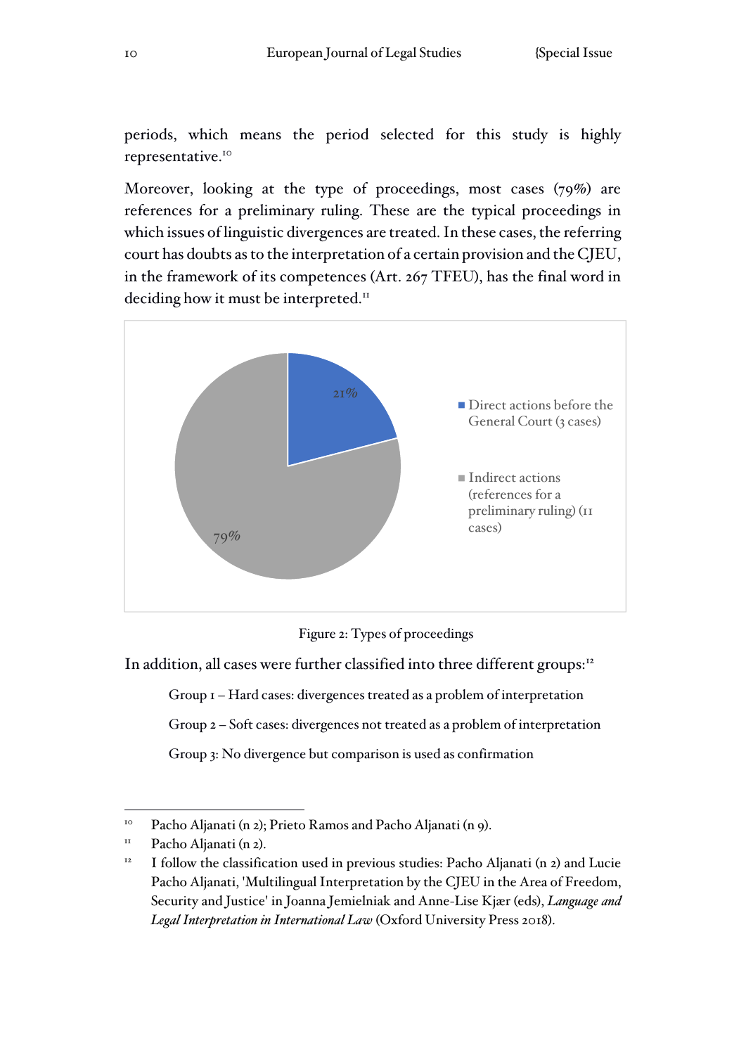periods, which means the period selected for this study is highly representative.[10]

Moreover, looking at the type of proceedings, most cases (79%) are references for a preliminary ruling. These are the typical proceedings in which issues of linguistic divergences are treated. In these cases, the referring court has doubts as to the interpretation of a certain provision and the CJEU, in the framework of its competences (Art. 267 TFEU), has the final word in deciding how it must be interpreted.[11]

Figure 2: Types of proceedings

In addition, all cases were further classified into three different groups:[12]

> Group 1 – Hard cases: divergences treated as a problem of interpretation
>
> Group 2 – Soft cases: divergences not treated as a problem of interpretation
>
> Group 3: No divergence but comparison is used as confirmation

---

[10] Pacho Aljanati (n 2); Prieto Ramos and Pacho Aljanati (n 9).

[11] Pacho Aljanati (n 2).

[12] I follow the classification used in previous studies: Pacho Aljanati (n 2) and Lucie Pacho Aljanati, 'Multilingual Interpretation by the CJEU in the Area of Freedom, Security and Justice' in Joanna Jemielniak and Anne-Lise Kjær (eds), *Language and Legal Interpretation in International Law* (Oxford University Press 2018).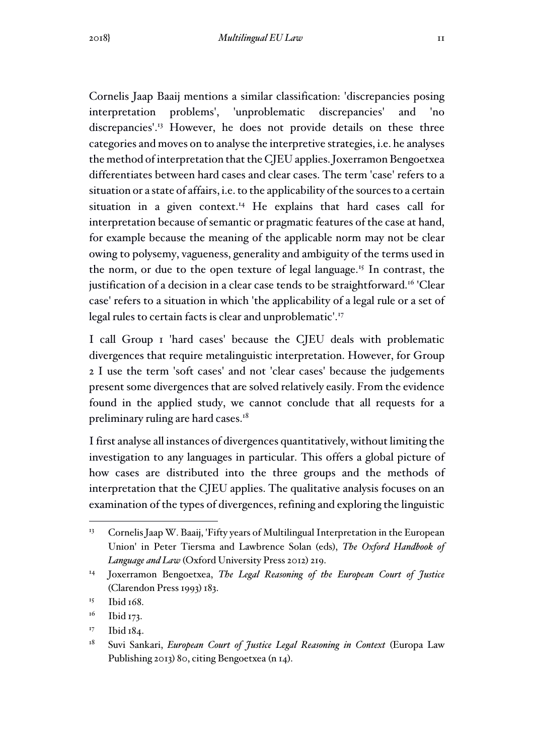Cornelis Jaap Baaij mentions a similar classification: 'discrepancies posing interpretation problems', 'unproblematic discrepancies' and 'no discrepancies'.[13] However, he does not provide details on these three categories and moves on to analyse the interpretive strategies, i.e. he analyses the method of interpretation that the CJEU applies. Joxerramon Bengoetxea differentiates between hard cases and clear cases. The term 'case' refers to a situation or a state of affairs, i.e. to the applicability of the sources to a certain situation in a given context.[14] He explains that hard cases call for interpretation because of semantic or pragmatic features of the case at hand, for example because the meaning of the applicable norm may not be clear owing to polysemy, vagueness, generality and ambiguity of the terms used in the norm, or due to the open texture of legal language.[15] In contrast, the justification of a decision in a clear case tends to be straightforward.[16] 'Clear case' refers to a situation in which 'the applicability of a legal rule or a set of legal rules to certain facts is clear and unproblematic'.[17]

I call Group 1 'hard cases' because the CJEU deals with problematic divergences that require metalinguistic interpretation. However, for Group 2 I use the term 'soft cases' and not 'clear cases' because the judgements present some divergences that are solved relatively easily. From the evidence found in the applied study, we cannot conclude that all requests for a preliminary ruling are hard cases.[18]

I first analyse all instances of divergences quantitatively, without limiting the investigation to any languages in particular. This offers a global picture of how cases are distributed into the three groups and the methods of interpretation that the CJEU applies. The qualitative analysis focuses on an examination of the types of divergences, refining and exploring the linguistic

---

[13] Cornelis Jaap W. Baaij, 'Fifty years of Multilingual Interpretation in the European Union' in Peter Tiersma and Lawbrence Solan (eds), *The Oxford Handbook of Language and Law* (Oxford University Press 2012) 219.

[14] Joxerramon Bengoetxea, *The Legal Reasoning of the European Court of Justice* (Clarendon Press 1993) 183.

[15] Ibid 168.

[16] Ibid 173.

[17] Ibid 184.

[18] Suvi Sankari, *European Court of Justice Legal Reasoning in Context* (Europa Law Publishing 2013) 80, citing Bengoetxea (n 14).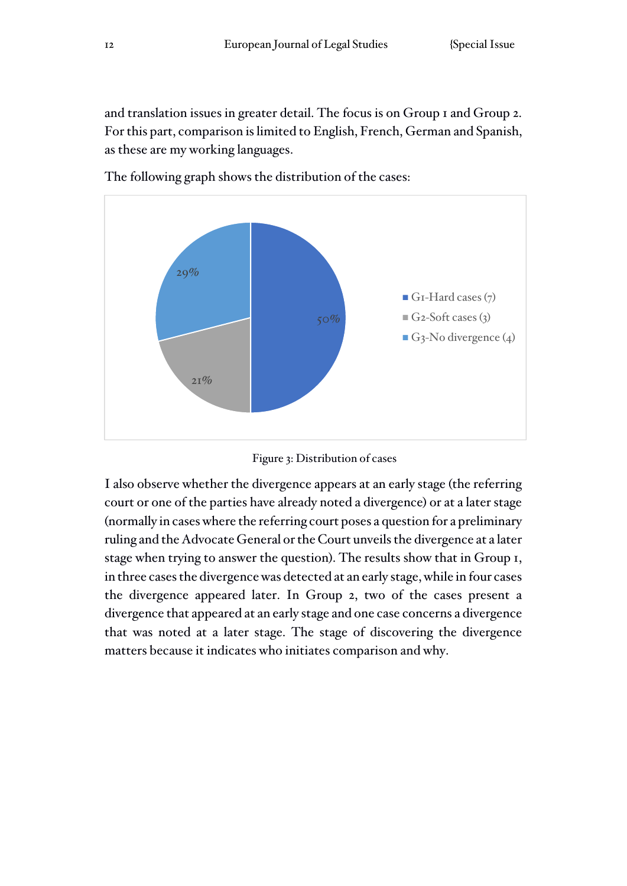and translation issues in greater detail. The focus is on Group 1 and Group 2. For this part, comparison is limited to English, French, German and Spanish, as these are my working languages.

The following graph shows the distribution of the cases:

| Group | Share |
| --- | --- |
| G1-Hard cases (7) | 50% |
| G2-Soft cases (3) | 21% |
| G3-No divergence (4) | 29% |

Figure 3: Distribution of cases

I also observe whether the divergence appears at an early stage (the referring court or one of the parties have already noted a divergence) or at a later stage (normally in cases where the referring court poses a question for a preliminary ruling and the Advocate General or the Court unveils the divergence at a later stage when trying to answer the question). The results show that in Group 1, in three cases the divergence was detected at an early stage, while in four cases the divergence appeared later. In Group 2, two of the cases present a divergence that appeared at an early stage and one case concerns a divergence that was noted at a later stage. The stage of discovering the divergence matters because it indicates who initiates comparison and why.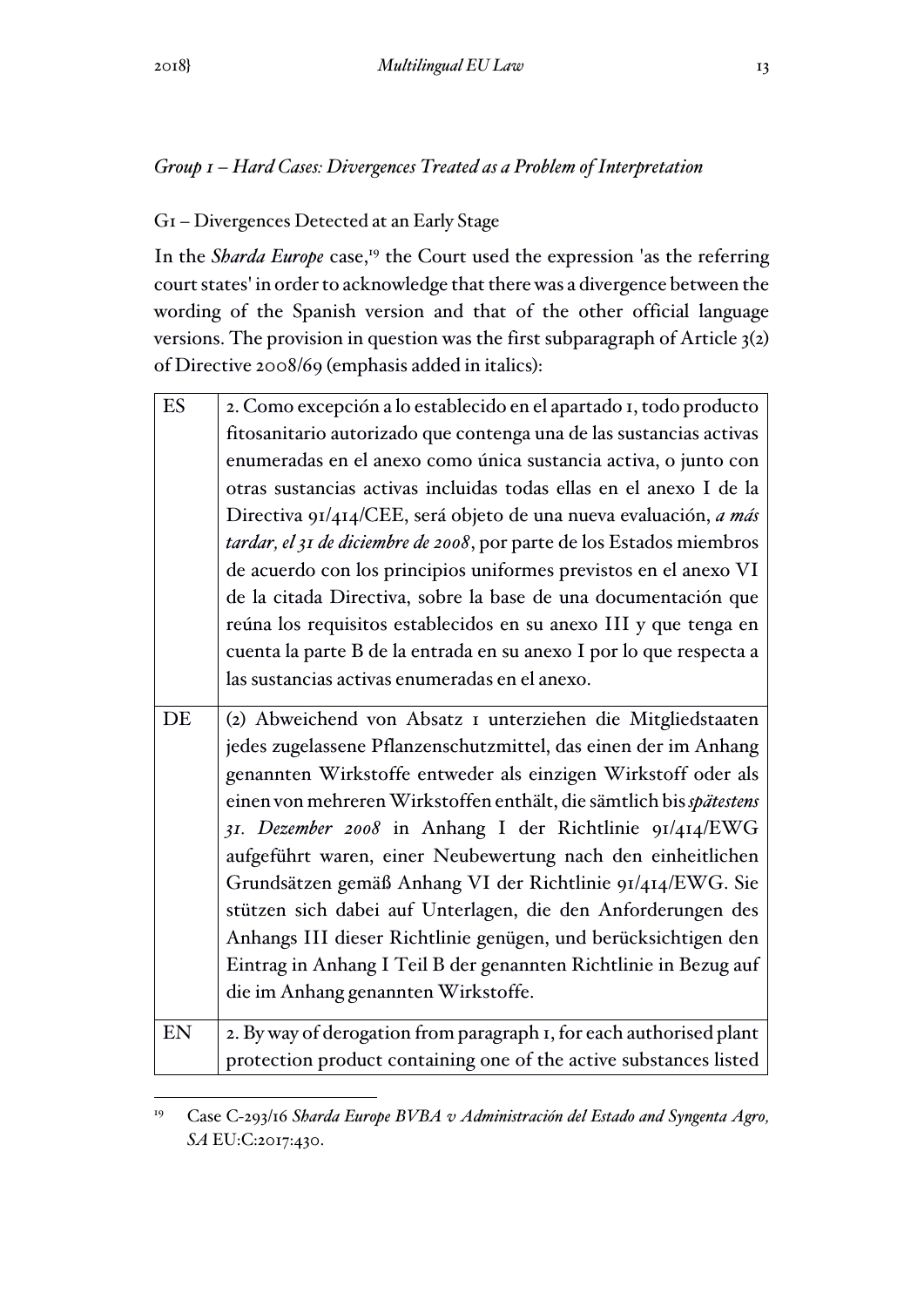### *Group 1 – Hard Cases: Divergences Treated as a Problem of Interpretation*

G1 – Divergences Detected at an Early Stage

In the *Sharda Europe* case,[19] the Court used the expression 'as the referring court states' in order to acknowledge that there was a divergence between the wording of the Spanish version and that of the other official language versions. The provision in question was the first subparagraph of Article 3(2) of Directive 2008/69 (emphasis added in italics):

| | |
|---|---|
| ES | 2. Como excepción a lo establecido en el apartado 1, todo producto fitosanitario autorizado que contenga una de las sustancias activas enumeradas en el anexo como única sustancia activa, o junto con otras sustancias activas incluidas todas ellas en el anexo I de la Directiva 91/414/CEE, será objeto de una nueva evaluación, *a más tardar, el 31 de diciembre de 2008*, por parte de los Estados miembros de acuerdo con los principios uniformes previstos en el anexo VI de la citada Directiva, sobre la base de una documentación que reúna los requisitos establecidos en su anexo III y que tenga en cuenta la parte B de la entrada en su anexo I por lo que respecta a las sustancias activas enumeradas en el anexo. |
| DE | (2) Abweichend von Absatz 1 unterziehen die Mitgliedstaaten jedes zugelassene Pflanzenschutzmittel, das einen der im Anhang genannten Wirkstoffe entweder als einzigen Wirkstoff oder als einen von mehreren Wirkstoffen enthält, die sämtlich bis *spätestens 31. Dezember 2008* in Anhang I der Richtlinie 91/414/EWG aufgeführt waren, einer Neubewertung nach den einheitlichen Grundsätzen gemäß Anhang VI der Richtlinie 91/414/EWG. Sie stützen sich dabei auf Unterlagen, die den Anforderungen des Anhangs III dieser Richtlinie genügen, und berücksichtigen den Eintrag in Anhang I Teil B der genannten Richtlinie in Bezug auf die im Anhang genannten Wirkstoffe. |
| EN | 2. By way of derogation from paragraph 1, for each authorised plant protection product containing one of the active substances listed |

[19] Case C-293/16 *Sharda Europe BVBA v Administración del Estado and Syngenta Agro, SA* EU:C:2017:430.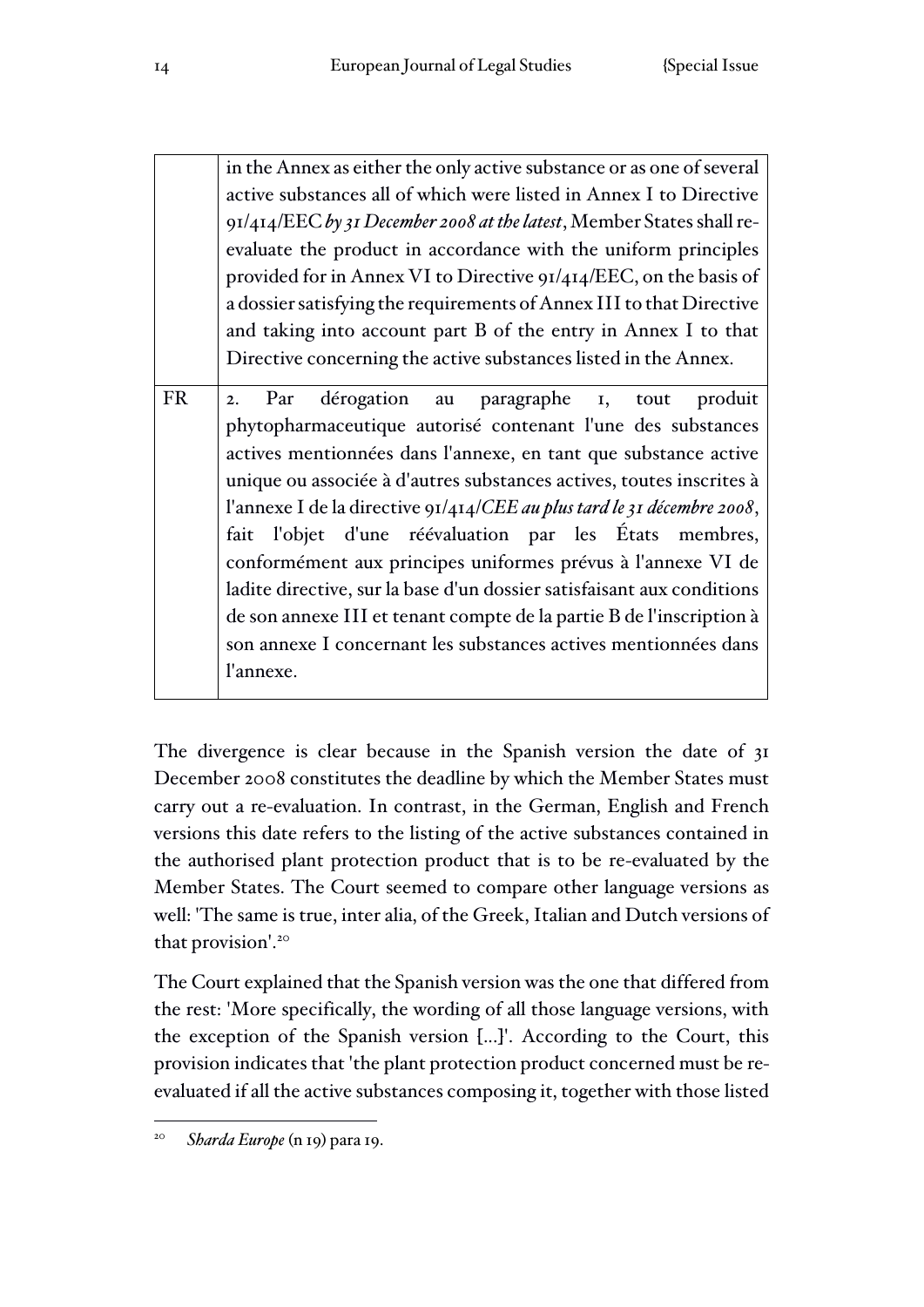| | |
|---|---|
| | in the Annex as either the only active substance or as one of several active substances all of which were listed in Annex I to Directive 91/414/EEC *by 31 December 2008 at the latest*, Member States shall re-evaluate the product in accordance with the uniform principles provided for in Annex VI to Directive 91/414/EEC, on the basis of a dossier satisfying the requirements of Annex III to that Directive and taking into account part B of the entry in Annex I to that Directive concerning the active substances listed in the Annex. |
| FR | 2. Par dérogation au paragraphe 1, tout produit phytopharmaceutique autorisé contenant l'une des substances actives mentionnées dans l'annexe, en tant que substance active unique ou associée à d'autres substances actives, toutes inscrites à l'annexe I de la directive 91/414/*CEE au plus tard le 31 décembre 2008*, fait l'objet d'une réévaluation par les États membres, conformément aux principes uniformes prévus à l'annexe VI de ladite directive, sur la base d'un dossier satisfaisant aux conditions de son annexe III et tenant compte de la partie B de l'inscription à son annexe I concernant les substances actives mentionnées dans l'annexe. |

The divergence is clear because in the Spanish version the date of 31 December 2008 constitutes the deadline by which the Member States must carry out a re-evaluation. In contrast, in the German, English and French versions this date refers to the listing of the active substances contained in the authorised plant protection product that is to be re-evaluated by the Member States. The Court seemed to compare other language versions as well: 'The same is true, inter alia, of the Greek, Italian and Dutch versions of that provision'.[20]

The Court explained that the Spanish version was the one that differed from the rest: 'More specifically, the wording of all those language versions, with the exception of the Spanish version [...]'. According to the Court, this provision indicates that 'the plant protection product concerned must be re-evaluated if all the active substances composing it, together with those listed

[20] *Sharda Europe* (n 19) para 19.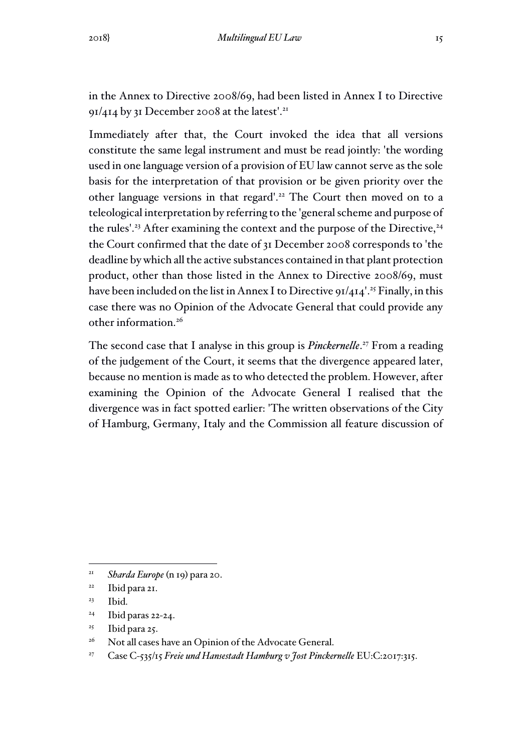in the Annex to Directive 2008/69, had been listed in Annex I to Directive 91/414 by 31 December 2008 at the latest'.[21]

Immediately after that, the Court invoked the idea that all versions constitute the same legal instrument and must be read jointly: 'the wording used in one language version of a provision of EU law cannot serve as the sole basis for the interpretation of that provision or be given priority over the other language versions in that regard'.[22] The Court then moved on to a teleological interpretation by referring to the 'general scheme and purpose of the rules'.[23] After examining the context and the purpose of the Directive,[24] the Court confirmed that the date of 31 December 2008 corresponds to 'the deadline by which all the active substances contained in that plant protection product, other than those listed in the Annex to Directive 2008/69, must have been included on the list in Annex I to Directive 91/414'.[25] Finally, in this case there was no Opinion of the Advocate General that could provide any other information.[26]

The second case that I analyse in this group is ***Pinckernelle***.[27] From a reading of the judgement of the Court, it seems that the divergence appeared later, because no mention is made as to who detected the problem. However, after examining the Opinion of the Advocate General I realised that the divergence was in fact spotted earlier: 'The written observations of the City of Hamburg, Germany, Italy and the Commission all feature discussion of

---

[21] *Sharda Europe* (n 19) para 20.

[22] Ibid para 21.

[23] Ibid.

[24] Ibid paras 22-24.

[25] Ibid para 25.

[26] Not all cases have an Opinion of the Advocate General.

[27] Case C-535/15 *Freie und Hansestadt Hamburg v Jost Pinckernelle* EU:C:2017:315.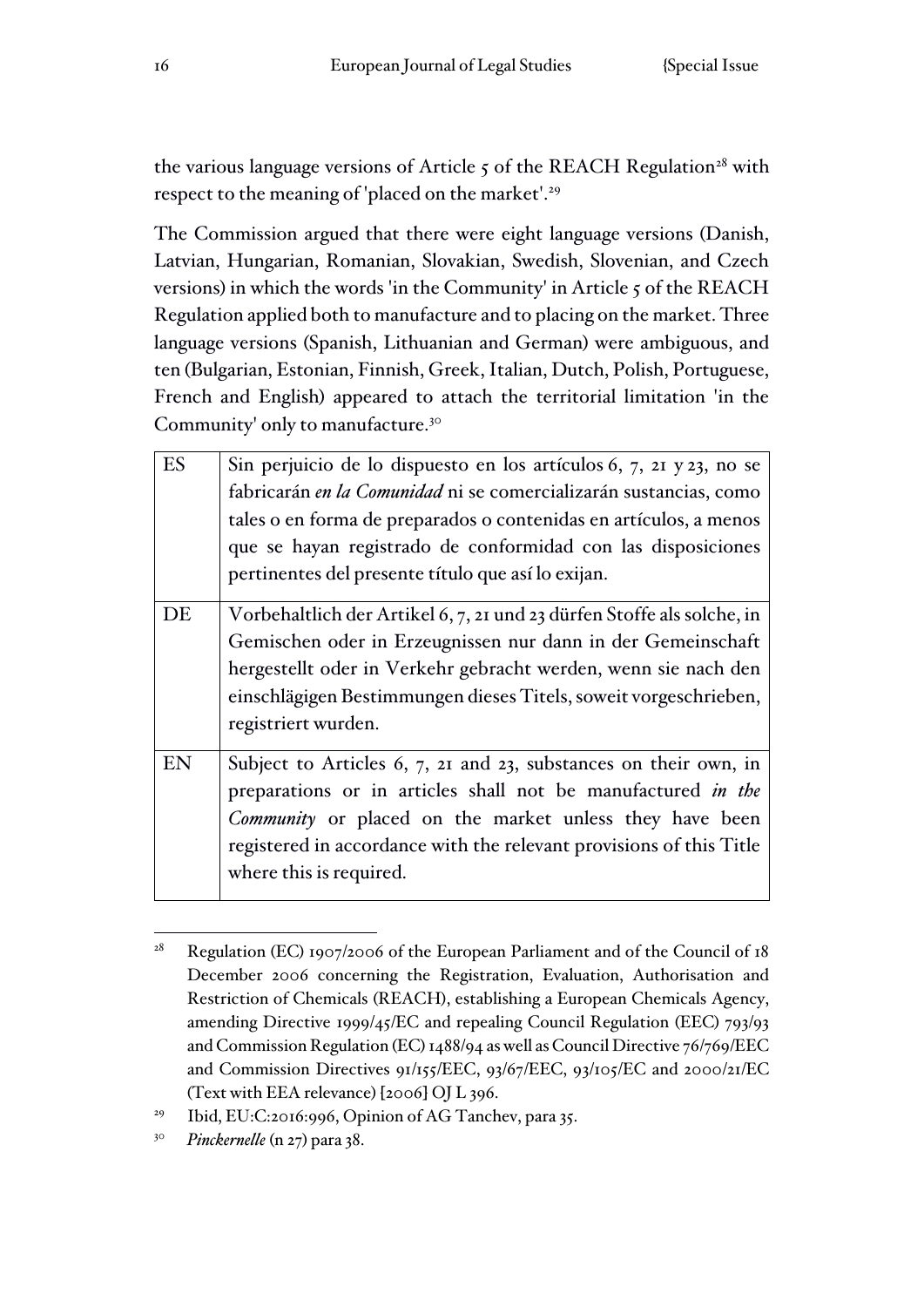the various language versions of Article 5 of the REACH Regulation[28] with respect to the meaning of 'placed on the market'.[29]

The Commission argued that there were eight language versions (Danish, Latvian, Hungarian, Romanian, Slovakian, Swedish, Slovenian, and Czech versions) in which the words 'in the Community' in Article 5 of the REACH Regulation applied both to manufacture and to placing on the market. Three language versions (Spanish, Lithuanian and German) were ambiguous, and ten (Bulgarian, Estonian, Finnish, Greek, Italian, Dutch, Polish, Portuguese, French and English) appeared to attach the territorial limitation 'in the Community' only to manufacture.[30]

| | |
|---|---|
| ES | Sin perjuicio de lo dispuesto en los artículos 6, 7, 21 y 23, no se fabricarán *en la Comunidad* ni se comercializarán sustancias, como tales o en forma de preparados o contenidas en artículos, a menos que se hayan registrado de conformidad con las disposiciones pertinentes del presente título que así lo exijan. |
| DE | Vorbehaltlich der Artikel 6, 7, 21 und 23 dürfen Stoffe als solche, in Gemischen oder in Erzeugnissen nur dann in der Gemeinschaft hergestellt oder in Verkehr gebracht werden, wenn sie nach den einschlägigen Bestimmungen dieses Titels, soweit vorgeschrieben, registriert wurden. |
| EN | Subject to Articles 6, 7, 21 and 23, substances on their own, in preparations or in articles shall not be manufactured *in the Community* or placed on the market unless they have been registered in accordance with the relevant provisions of this Title where this is required. |

[28] Regulation (EC) 1907/2006 of the European Parliament and of the Council of 18 December 2006 concerning the Registration, Evaluation, Authorisation and Restriction of Chemicals (REACH), establishing a European Chemicals Agency, amending Directive 1999/45/EC and repealing Council Regulation (EEC) 793/93 and Commission Regulation (EC) 1488/94 as well as Council Directive 76/769/EEC and Commission Directives 91/155/EEC, 93/67/EEC, 93/105/EC and 2000/21/EC (Text with EEA relevance) [2006] OJ L 396.

[29] Ibid, EU:C:2016:996, Opinion of AG Tanchev, para 35.

[30] *Pinckernelle* (n 27) para 38.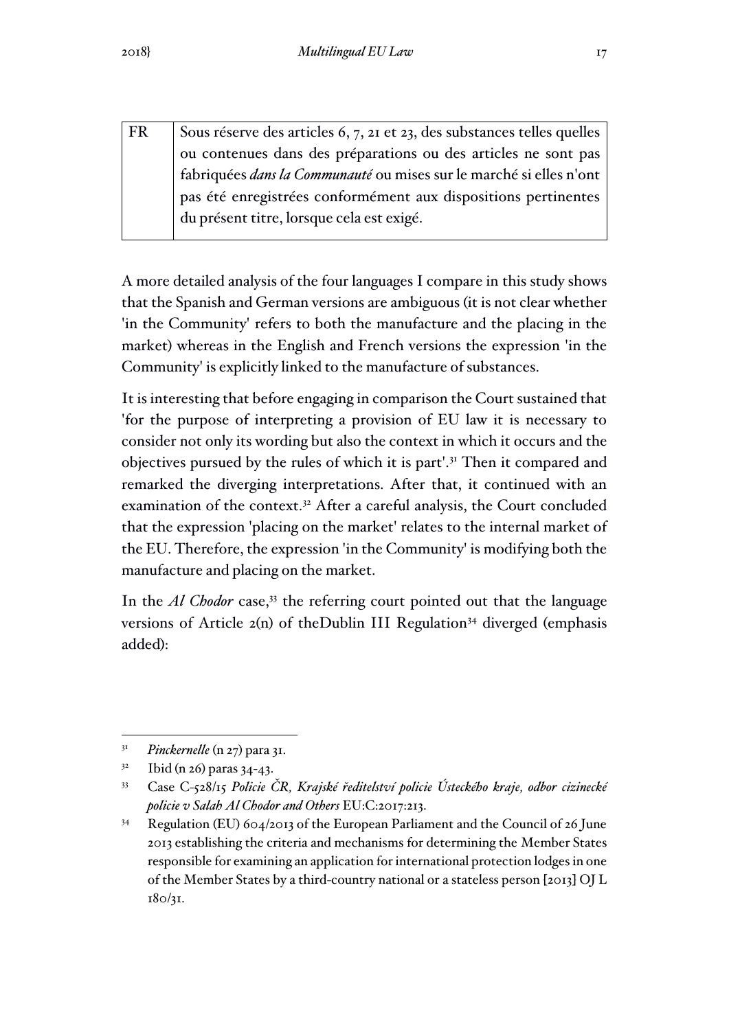| FR | Sous réserve des articles 6, 7, 21 et 23, des substances telles quelles ou contenues dans des préparations ou des articles ne sont pas fabriquées *dans la Communauté* ou mises sur le marché si elles n'ont pas été enregistrées conformément aux dispositions pertinentes du présent titre, lorsque cela est exigé. |
|---|---|

A more detailed analysis of the four languages I compare in this study shows that the Spanish and German versions are ambiguous (it is not clear whether 'in the Community' refers to both the manufacture and the placing in the market) whereas in the English and French versions the expression 'in the Community' is explicitly linked to the manufacture of substances.

It is interesting that before engaging in comparison the Court sustained that 'for the purpose of interpreting a provision of EU law it is necessary to consider not only its wording but also the context in which it occurs and the objectives pursued by the rules of which it is part'.[31] Then it compared and remarked the diverging interpretations. After that, it continued with an examination of the context.[32] After a careful analysis, the Court concluded that the expression 'placing on the market' relates to the internal market of the EU. Therefore, the expression 'in the Community' is modifying both the manufacture and placing on the market.

In the *Al Chodor* case,[33] the referring court pointed out that the language versions of Article 2(n) of theDublin III Regulation[34] diverged (emphasis added):

---

[31] *Pinckernelle* (n 27) para 31.

[32] Ibid (n 26) paras 34-43.

[33] Case C-528/15 *Policie ČR, Krajské ředitelství policie Ústeckého kraje, odbor cizinecké policie v Salah Al Chodor and Others* EU:C:2017:213.

[34] Regulation (EU) 604/2013 of the European Parliament and the Council of 26 June 2013 establishing the criteria and mechanisms for determining the Member States responsible for examining an application for international protection lodges in one of the Member States by a third-country national or a stateless person [2013] OJ L 180/31.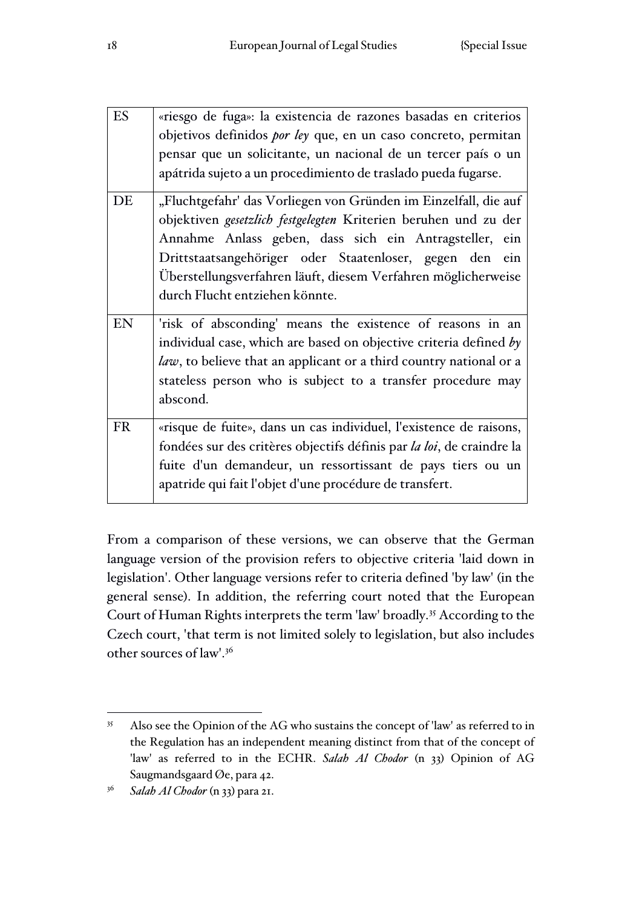| | |
|---|---|
| ES | «riesgo de fuga»: la existencia de razones basadas en criterios objetivos definidos *por ley* que, en un caso concreto, permitan pensar que un solicitante, un nacional de un tercer país o un apátrida sujeto a un procedimiento de traslado pueda fugarse. |
| DE | „Fluchtgefahr' das Vorliegen von Gründen im Einzelfall, die auf objektiven *gesetzlich festgelegten* Kriterien beruhen und zu der Annahme Anlass geben, dass sich ein Antragsteller, ein Drittstaatsangehöriger oder Staatenloser, gegen den ein Überstellungsverfahren läuft, diesem Verfahren möglicherweise durch Flucht entziehen könnte. |
| EN | 'risk of absconding' means the existence of reasons in an individual case, which are based on objective criteria defined *by law*, to believe that an applicant or a third country national or a stateless person who is subject to a transfer procedure may abscond. |
| FR | «risque de fuite», dans un cas individuel, l'existence de raisons, fondées sur des critères objectifs définis par *la loi*, de craindre la fuite d'un demandeur, un ressortissant de pays tiers ou un apatride qui fait l'objet d'une procédure de transfert. |

From a comparison of these versions, we can observe that the German language version of the provision refers to objective criteria 'laid down in legislation'. Other language versions refer to criteria defined 'by law' (in the general sense). In addition, the referring court noted that the European Court of Human Rights interprets the term 'law' broadly.[35] According to the Czech court, 'that term is not limited solely to legislation, but also includes other sources of law'.[36]

---

[35] Also see the Opinion of the AG who sustains the concept of 'law' as referred to in the Regulation has an independent meaning distinct from that of the concept of 'law' as referred to in the ECHR. *Salah Al Chodor* (n 33) Opinion of AG Saugmandsgaard Øe, para 42.

[36] *Salah Al Chodor* (n 33) para 21.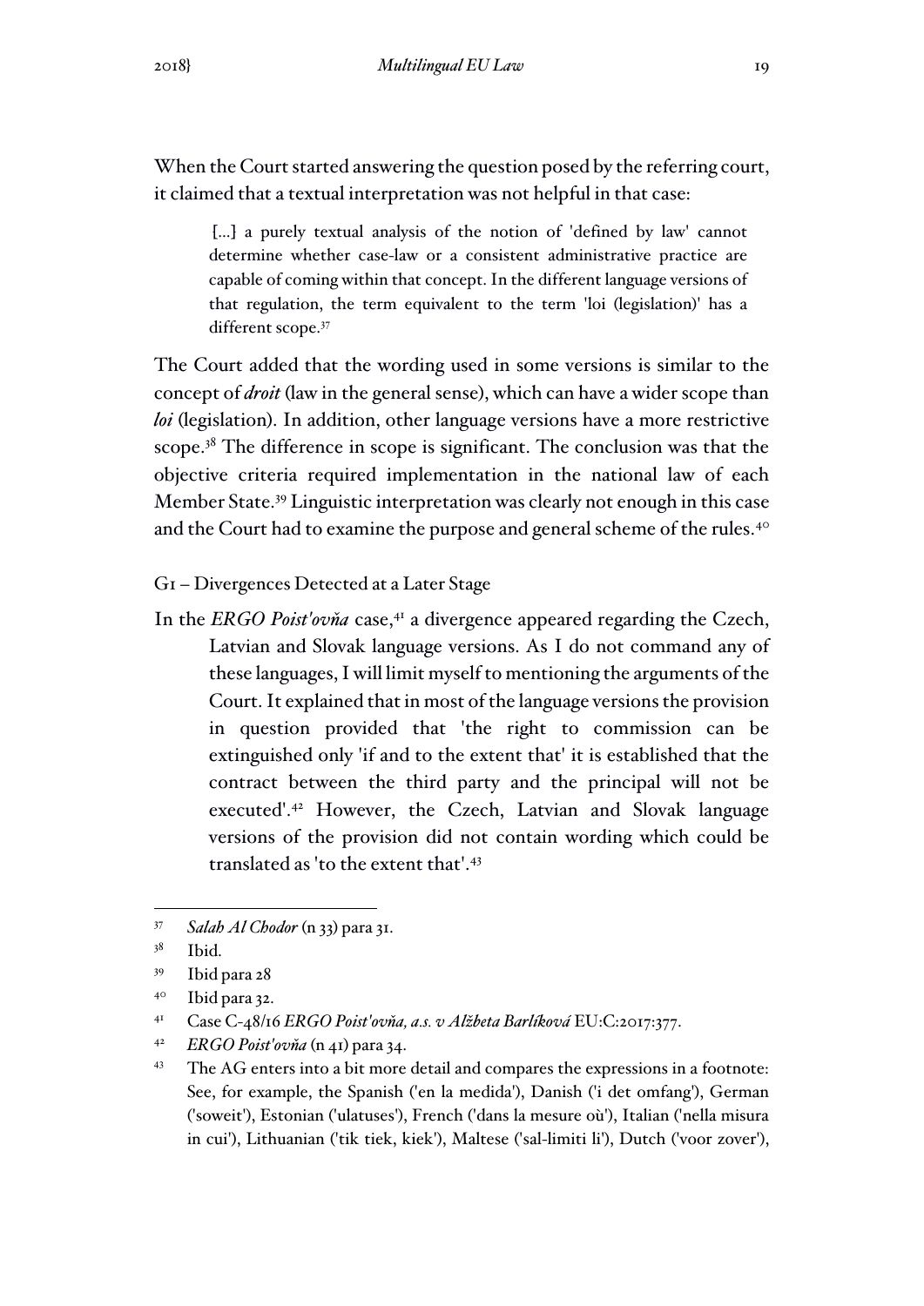When the Court started answering the question posed by the referring court, it claimed that a textual interpretation was not helpful in that case:

> [...] a purely textual analysis of the notion of 'defined by law' cannot determine whether case-law or a consistent administrative practice are capable of coming within that concept. In the different language versions of that regulation, the term equivalent to the term 'loi (legislation)' has a different scope.[37]

The Court added that the wording used in some versions is similar to the concept of *droit* (law in the general sense), which can have a wider scope than *loi* (legislation). In addition, other language versions have a more restrictive scope.[38] The difference in scope is significant. The conclusion was that the objective criteria required implementation in the national law of each Member State.[39] Linguistic interpretation was clearly not enough in this case and the Court had to examine the purpose and general scheme of the rules.[40]

G1 – Divergences Detected at a Later Stage

In the *ERGO Poist'ovňa* case,[41] a divergence appeared regarding the Czech, Latvian and Slovak language versions. As I do not command any of these languages, I will limit myself to mentioning the arguments of the Court. It explained that in most of the language versions the provision in question provided that 'the right to commission can be extinguished only 'if and to the extent that' it is established that the contract between the third party and the principal will not be executed'.[42] However, the Czech, Latvian and Slovak language versions of the provision did not contain wording which could be translated as 'to the extent that'.[43]

---

[37] *Salah Al Chodor* (n 33) para 31.

[38] Ibid.

[39] Ibid para 28

[40] Ibid para 32.

[41] Case C-48/16 *ERGO Poist'ovňa, a.s. v Alžbeta Barlíková* EU:C:2017:377.

[42] *ERGO Poist'ovňa* (n 41) para 34.

[43] The AG enters into a bit more detail and compares the expressions in a footnote: See, for example, the Spanish ('en la medida'), Danish ('i det omfang'), German ('soweit'), Estonian ('ulatuses'), French ('dans la mesure où'), Italian ('nella misura in cui'), Lithuanian ('tik tiek, kiek'), Maltese ('sal-limiti li'), Dutch ('voor zover'),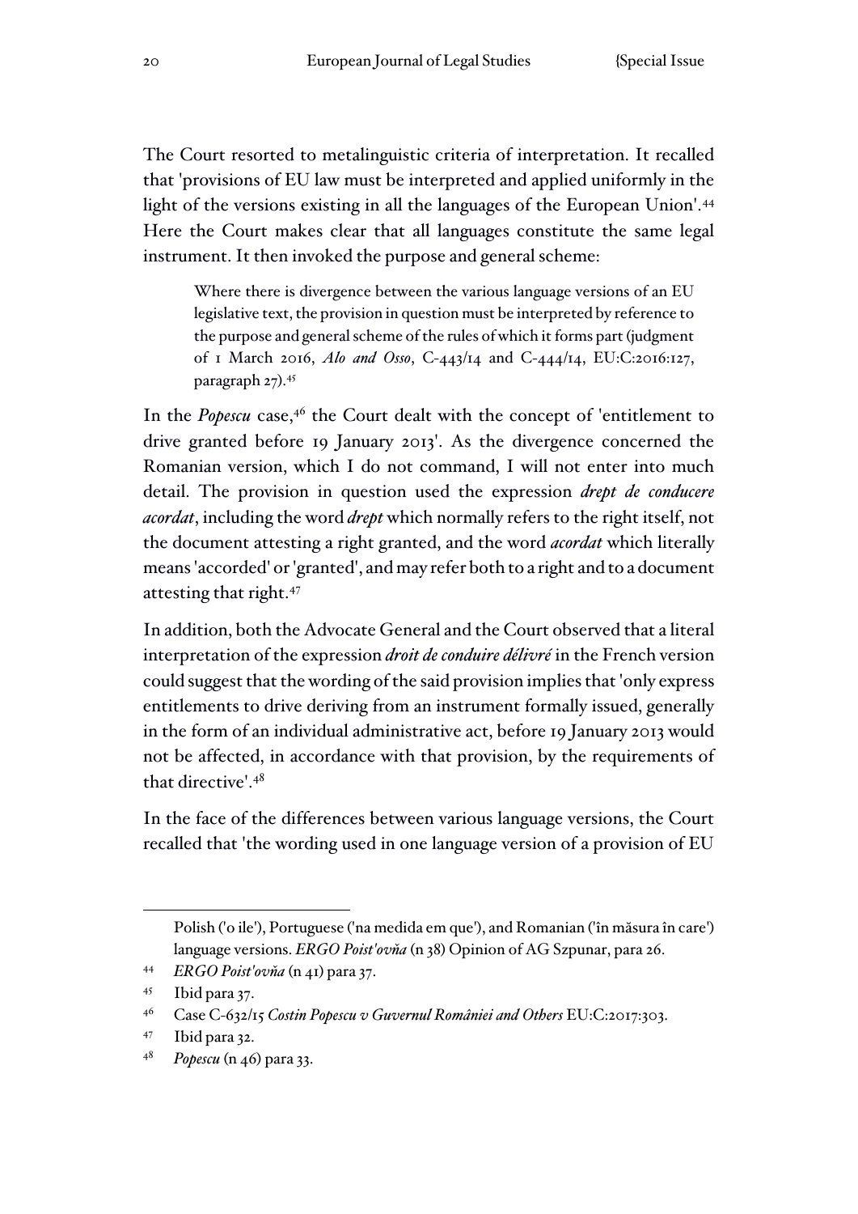The Court resorted to metalinguistic criteria of interpretation. It recalled that 'provisions of EU law must be interpreted and applied uniformly in the light of the versions existing in all the languages of the European Union'.[44] Here the Court makes clear that all languages constitute the same legal instrument. It then invoked the purpose and general scheme:

> Where there is divergence between the various language versions of an EU legislative text, the provision in question must be interpreted by reference to the purpose and general scheme of the rules of which it forms part (judgment of 1 March 2016, *Alo and Osso*, C-443/14 and C-444/14, EU:C:2016:127, paragraph 27).[45]

In the *Popescu* case,[46] the Court dealt with the concept of 'entitlement to drive granted before 19 January 2013'. As the divergence concerned the Romanian version, which I do not command, I will not enter into much detail. The provision in question used the expression *drept de conducere acordat*, including the word *drept* which normally refers to the right itself, not the document attesting a right granted, and the word *acordat* which literally means 'accorded' or 'granted', and may refer both to a right and to a document attesting that right.[47]

In addition, both the Advocate General and the Court observed that a literal interpretation of the expression *droit de conduire délivré* in the French version could suggest that the wording of the said provision implies that 'only express entitlements to drive deriving from an instrument formally issued, generally in the form of an individual administrative act, before 19 January 2013 would not be affected, in accordance with that provision, by the requirements of that directive'.[48]

In the face of the differences between various language versions, the Court recalled that 'the wording used in one language version of a provision of EU

---

Polish ('o ile'), Portuguese ('na medida em que'), and Romanian ('în măsura în care') language versions. *ERGO Poist'ovňa* (n 38) Opinion of AG Szpunar, para 26.

[44] *ERGO Poist'ovňa* (n 41) para 37.

[45] Ibid para 37.

[46] Case C-632/15 *Costin Popescu v Guvernul României and Others* EU:C:2017:303.

[47] Ibid para 32.

[48] *Popescu* (n 46) para 33.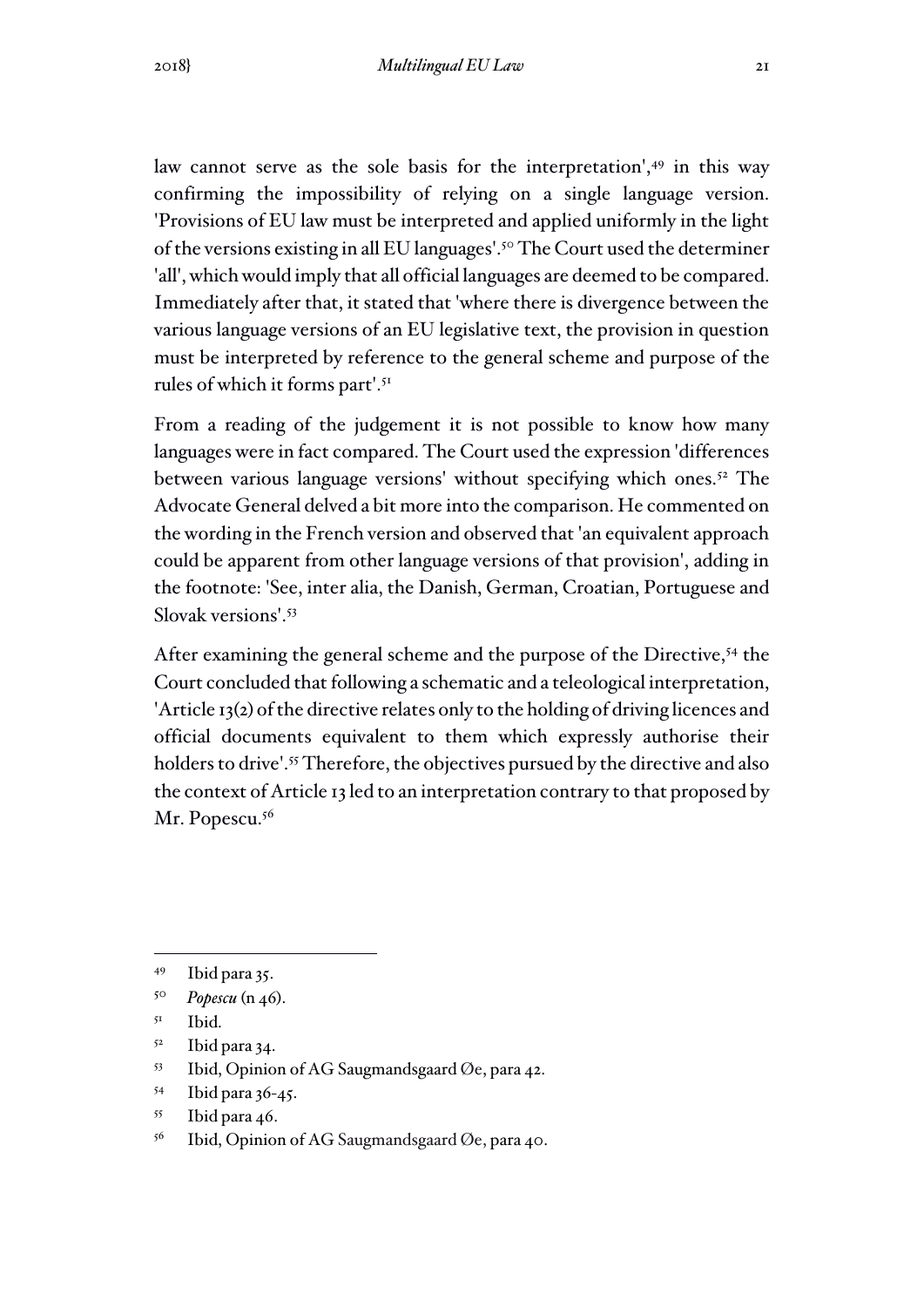law cannot serve as the sole basis for the interpretation',[49] in this way confirming the impossibility of relying on a single language version. 'Provisions of EU law must be interpreted and applied uniformly in the light of the versions existing in all EU languages'.[50] The Court used the determiner 'all', which would imply that all official languages are deemed to be compared. Immediately after that, it stated that 'where there is divergence between the various language versions of an EU legislative text, the provision in question must be interpreted by reference to the general scheme and purpose of the rules of which it forms part'.[51]

From a reading of the judgement it is not possible to know how many languages were in fact compared. The Court used the expression 'differences between various language versions' without specifying which ones.[52] The Advocate General delved a bit more into the comparison. He commented on the wording in the French version and observed that 'an equivalent approach could be apparent from other language versions of that provision', adding in the footnote: 'See, inter alia, the Danish, German, Croatian, Portuguese and Slovak versions'.[53]

After examining the general scheme and the purpose of the Directive,[54] the Court concluded that following a schematic and a teleological interpretation, 'Article 13(2) of the directive relates only to the holding of driving licences and official documents equivalent to them which expressly authorise their holders to drive'.[55] Therefore, the objectives pursued by the directive and also the context of Article 13 led to an interpretation contrary to that proposed by Mr. Popescu.[56]

---

[49] Ibid para 35.

[50] *Popescu* (n 46).

[51] Ibid.

[52] Ibid para 34.

[53] Ibid, Opinion of AG Saugmandsgaard Øe, para 42.

[54] Ibid para 36-45.

[55] Ibid para 46.

[56] Ibid, Opinion of AG Saugmandsgaard Øe, para 40.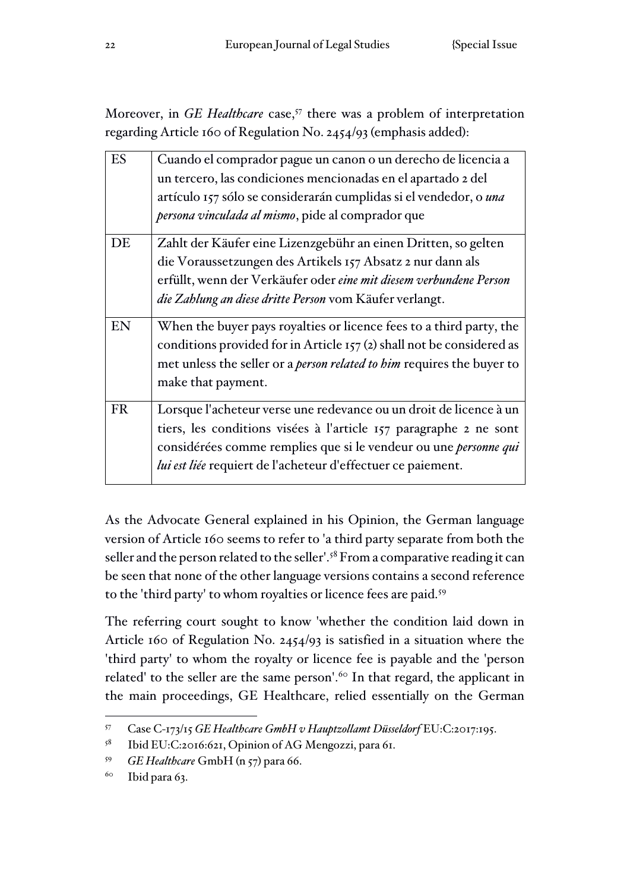Moreover, in *GE Healthcare* case,[57] there was a problem of interpretation regarding Article 160 of Regulation No. 2454/93 (emphasis added):

| ES | Cuando el comprador pague un canon o un derecho de licencia a un tercero, las condiciones mencionadas en el apartado 2 del artículo 157 sólo se considerarán cumplidas si el vendedor, o *una persona vinculada al mismo*, pide al comprador que |
|---|---|
| DE | Zahlt der Käufer eine Lizenzgebühr an einen Dritten, so gelten die Voraussetzungen des Artikels 157 Absatz 2 nur dann als erfüllt, wenn der Verkäufer oder *eine mit diesem verbundene Person die Zahlung an diese dritte Person* vom Käufer verlangt. |
| EN | When the buyer pays royalties or licence fees to a third party, the conditions provided for in Article 157 (2) shall not be considered as met unless the seller or a *person related to him* requires the buyer to make that payment. |
| FR | Lorsque l'acheteur verse une redevance ou un droit de licence à un tiers, les conditions visées à l'article 157 paragraphe 2 ne sont considérées comme remplies que si le vendeur ou une *personne qui lui est liée* requiert de l'acheteur d'effectuer ce paiement. |

As the Advocate General explained in his Opinion, the German language version of Article 160 seems to refer to 'a third party separate from both the seller and the person related to the seller'.[58] From a comparative reading it can be seen that none of the other language versions contains a second reference to the 'third party' to whom royalties or licence fees are paid.[59]

The referring court sought to know 'whether the condition laid down in Article 160 of Regulation No. 2454/93 is satisfied in a situation where the 'third party' to whom the royalty or licence fee is payable and the 'person related' to the seller are the same person'.[60] In that regard, the applicant in the main proceedings, GE Healthcare, relied essentially on the German

---

[57] Case C-173/15 *GE Healthcare GmbH v Hauptzollamt Düsseldorf* EU:C:2017:195.

[58] Ibid EU:C:2016:621, Opinion of AG Mengozzi, para 61.

[59] *GE Healthcare* GmbH (n 57) para 66.

[60] Ibid para 63.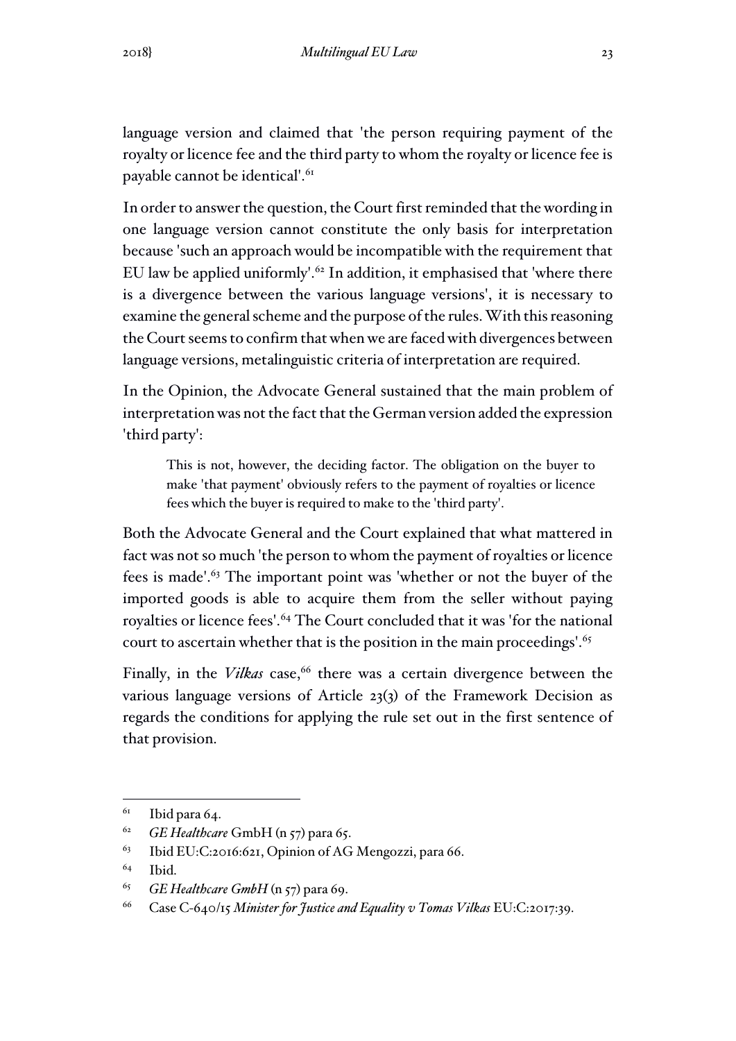language version and claimed that 'the person requiring payment of the royalty or licence fee and the third party to whom the royalty or licence fee is payable cannot be identical'.[61]

In order to answer the question, the Court first reminded that the wording in one language version cannot constitute the only basis for interpretation because 'such an approach would be incompatible with the requirement that EU law be applied uniformly'.[62] In addition, it emphasised that 'where there is a divergence between the various language versions', it is necessary to examine the general scheme and the purpose of the rules. With this reasoning the Court seems to confirm that when we are faced with divergences between language versions, metalinguistic criteria of interpretation are required.

In the Opinion, the Advocate General sustained that the main problem of interpretation was not the fact that the German version added the expression 'third party':

> This is not, however, the deciding factor. The obligation on the buyer to make 'that payment' obviously refers to the payment of royalties or licence fees which the buyer is required to make to the 'third party'.

Both the Advocate General and the Court explained that what mattered in fact was not so much 'the person to whom the payment of royalties or licence fees is made'.[63] The important point was 'whether or not the buyer of the imported goods is able to acquire them from the seller without paying royalties or licence fees'.[64] The Court concluded that it was 'for the national court to ascertain whether that is the position in the main proceedings'.[65]

Finally, in the *Vilkas* case,[66] there was a certain divergence between the various language versions of Article 23(3) of the Framework Decision as regards the conditions for applying the rule set out in the first sentence of that provision.

---

[61] Ibid para 64.

[62] *GE Healthcare* GmbH (n 57) para 65.

[63] Ibid EU:C:2016:621, Opinion of AG Mengozzi, para 66.

[64] Ibid.

[65] *GE Healthcare GmbH* (n 57) para 69.

[66] Case C-640/15 *Minister for Justice and Equality v Tomas Vilkas* EU:C:2017:39.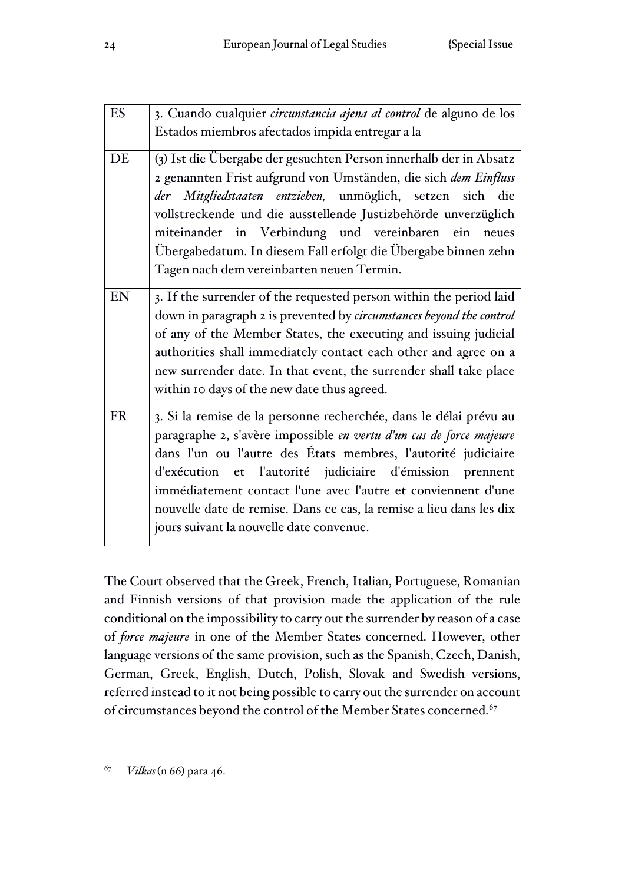| ES | 3. Cuando cualquier *circunstancia ajena al control* de alguno de los Estados miembros afectados impida entregar a la |
|---|---|
| DE | (3) Ist die Übergabe der gesuchten Person innerhalb der in Absatz 2 genannten Frist aufgrund von Umständen, die sich *dem Einfluss der Mitgliedstaaten entziehen,* unmöglich, setzen sich die vollstreckende und die ausstellende Justizbehörde unverzüglich miteinander in Verbindung und vereinbaren ein neues Übergabedatum. In diesem Fall erfolgt die Übergabe binnen zehn Tagen nach dem vereinbarten neuen Termin. |
| EN | 3. If the surrender of the requested person within the period laid down in paragraph 2 is prevented by *circumstances beyond the control* of any of the Member States, the executing and issuing judicial authorities shall immediately contact each other and agree on a new surrender date. In that event, the surrender shall take place within 10 days of the new date thus agreed. |
| FR | 3. Si la remise de la personne recherchée, dans le délai prévu au paragraphe 2, s'avère impossible *en vertu d'un cas de force majeure* dans l'un ou l'autre des États membres, l'autorité judiciaire d'exécution et l'autorité judiciaire d'émission prennent immédiatement contact l'une avec l'autre et conviennent d'une nouvelle date de remise. Dans ce cas, la remise a lieu dans les dix jours suivant la nouvelle date convenue. |

The Court observed that the Greek, French, Italian, Portuguese, Romanian and Finnish versions of that provision made the application of the rule conditional on the impossibility to carry out the surrender by reason of a case of *force majeure* in one of the Member States concerned. However, other language versions of the same provision, such as the Spanish, Czech, Danish, German, Greek, English, Dutch, Polish, Slovak and Swedish versions, referred instead to it not being possible to carry out the surrender on account of circumstances beyond the control of the Member States concerned.[67]

[67] *Vilkas* (n 66) para 46.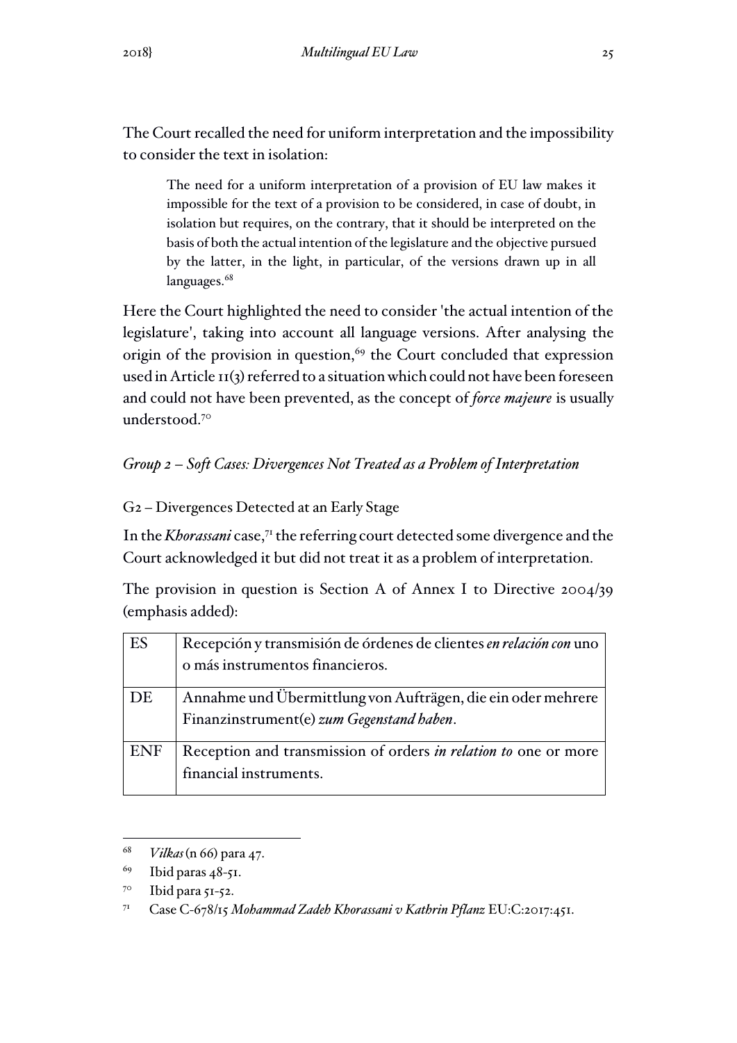The Court recalled the need for uniform interpretation and the impossibility to consider the text in isolation:

> The need for a uniform interpretation of a provision of EU law makes it impossible for the text of a provision to be considered, in case of doubt, in isolation but requires, on the contrary, that it should be interpreted on the basis of both the actual intention of the legislature and the objective pursued by the latter, in the light, in particular, of the versions drawn up in all languages.[68]

Here the Court highlighted the need to consider 'the actual intention of the legislature', taking into account all language versions. After analysing the origin of the provision in question,[69] the Court concluded that expression used in Article 11(3) referred to a situation which could not have been foreseen and could not have been prevented, as the concept of *force majeure* is usually understood.[70]

### *Group 2 – Soft Cases: Divergences Not Treated as a Problem of Interpretation*

#### G2 – Divergences Detected at an Early Stage

In the *Khorassani* case,[71] the referring court detected some divergence and the Court acknowledged it but did not treat it as a problem of interpretation.

The provision in question is Section A of Annex I to Directive 2004/39 (emphasis added):

| | |
|---|---|
| ES | Recepción y transmisión de órdenes de clientes *en relación con* uno o más instrumentos financieros. |
| DE | Annahme und Übermittlung von Aufträgen, die ein oder mehrere Finanzinstrument(e) *zum Gegenstand haben*. |
| ENF | Reception and transmission of orders *in relation to* one or more financial instruments. |

---

[68] *Vilkas* (n 66) para 47.

[69] Ibid paras 48-51.

[70] Ibid para 51-52.

[71] Case C-678/15 *Mohammad Zadeh Khorassani v Kathrin Pflanz* EU:C:2017:451.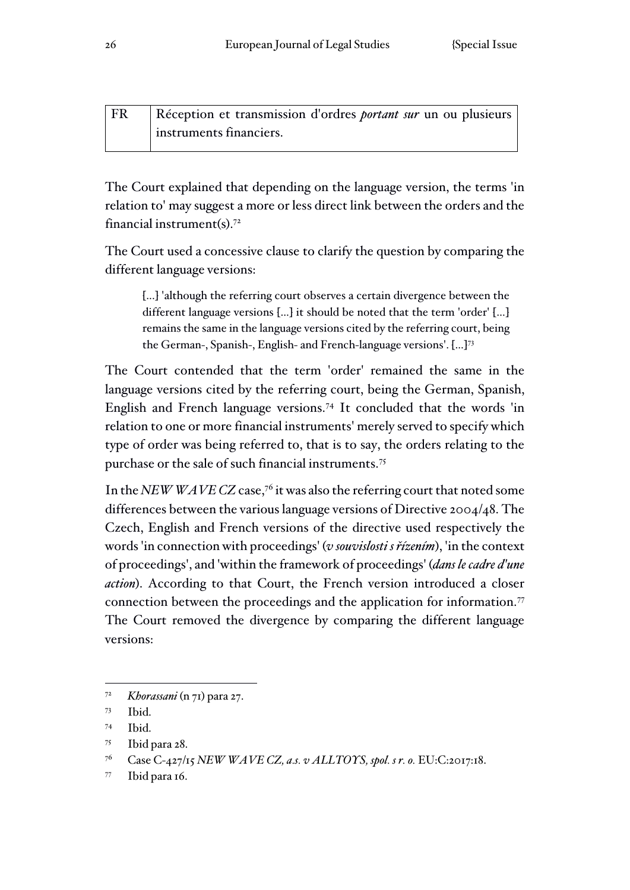| FR | Réception et transmission d'ordres *portant sur* un ou plusieurs instruments financiers. |
|---|---|

The Court explained that depending on the language version, the terms 'in relation to' may suggest a more or less direct link between the orders and the financial instrument(s).[72]

The Court used a concessive clause to clarify the question by comparing the different language versions:

> [...] 'although the referring court observes a certain divergence between the different language versions [...] it should be noted that the term 'order' [...] remains the same in the language versions cited by the referring court, being the German-, Spanish-, English- and French-language versions'. [...][73]

The Court contended that the term 'order' remained the same in the language versions cited by the referring court, being the German, Spanish, English and French language versions.[74] It concluded that the words 'in relation to one or more financial instruments' merely served to specify which type of order was being referred to, that is to say, the orders relating to the purchase or the sale of such financial instruments.[75]

In the *NEW WAVE CZ* case,[76] it was also the referring court that noted some differences between the various language versions of Directive 2004/48. The Czech, English and French versions of the directive used respectively the words 'in connection with proceedings' (*v souvislosti s řízením*), 'in the context of proceedings', and 'within the framework of proceedings' (*dans le cadre d'une action*). According to that Court, the French version introduced a closer connection between the proceedings and the application for information.[77] The Court removed the divergence by comparing the different language versions:

---

[72] *Khorassani* (n 71) para 27.

[73] Ibid.

[74] Ibid.

[75] Ibid para 28.

[76] Case C-427/15 *NEW WAVE CZ, a.s. v ALLTOYS, spol. s r. o.* EU:C:2017:18.

[77] Ibid para 16.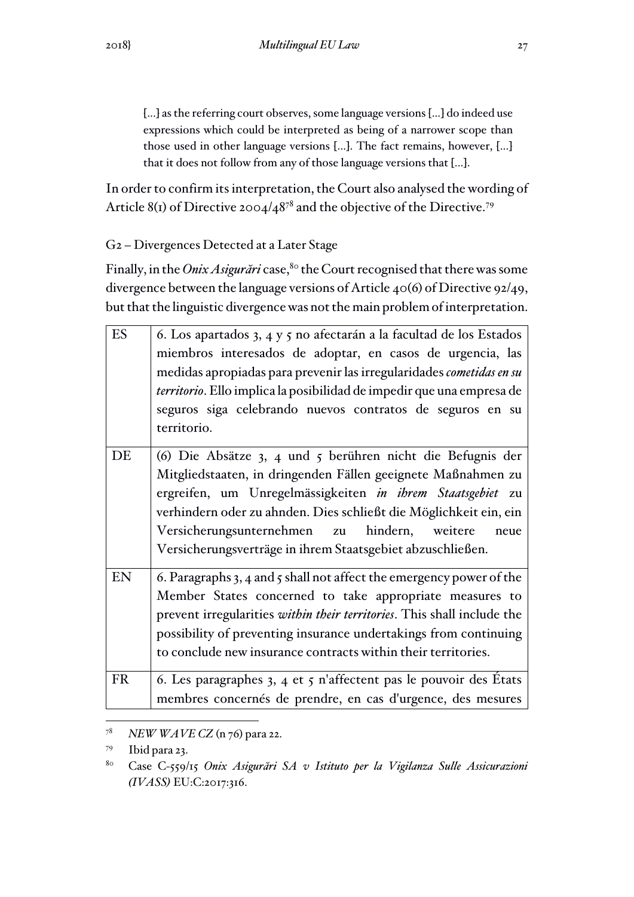> […] as the referring court observes, some language versions […] do indeed use expressions which could be interpreted as being of a narrower scope than those used in other language versions […]. The fact remains, however, […] that it does not follow from any of those language versions that […].

In order to confirm its interpretation, the Court also analysed the wording of Article 8(1) of Directive 2004/48[78] and the objective of the Directive.[79]

### G2 – Divergences Detected at a Later Stage

Finally, in the *Onix Asigurări* case,[80] the Court recognised that there was some divergence between the language versions of Article 40(6) of Directive 92/49, but that the linguistic divergence was not the main problem of interpretation.

| | |
|---|---|
| ES | 6. Los apartados 3, 4 y 5 no afectarán a la facultad de los Estados miembros interesados de adoptar, en casos de urgencia, las medidas apropiadas para prevenir las irregularidades *cometidas en su territorio*. Ello implica la posibilidad de impedir que una empresa de seguros siga celebrando nuevos contratos de seguros en su territorio. |
| DE | (6) Die Absätze 3, 4 und 5 berühren nicht die Befugnis der Mitgliedstaaten, in dringenden Fällen geeignete Maßnahmen zu ergreifen, um Unregelmässigkeiten *in ihrem Staatsgebiet* zu verhindern oder zu ahnden. Dies schließt die Möglichkeit ein, ein Versicherungsunternehmen zu hindern, weitere neue Versicherungsverträge in ihrem Staatsgebiet abzuschließen. |
| EN | 6. Paragraphs 3, 4 and 5 shall not affect the emergency power of the Member States concerned to take appropriate measures to prevent irregularities *within their territories*. This shall include the possibility of preventing insurance undertakings from continuing to conclude new insurance contracts within their territories. |
| FR | 6. Les paragraphes 3, 4 et 5 n'affectent pas le pouvoir des États membres concernés de prendre, en cas d'urgence, des mesures |

[78] *NEW WAVE CZ* (n 76) para 22.

[79] Ibid para 23.

[80] Case C-559/15 *Onix Asigurări SA v Istituto per la Vigilanza Sulle Assicurazioni (IVASS)* EU:C:2017:316.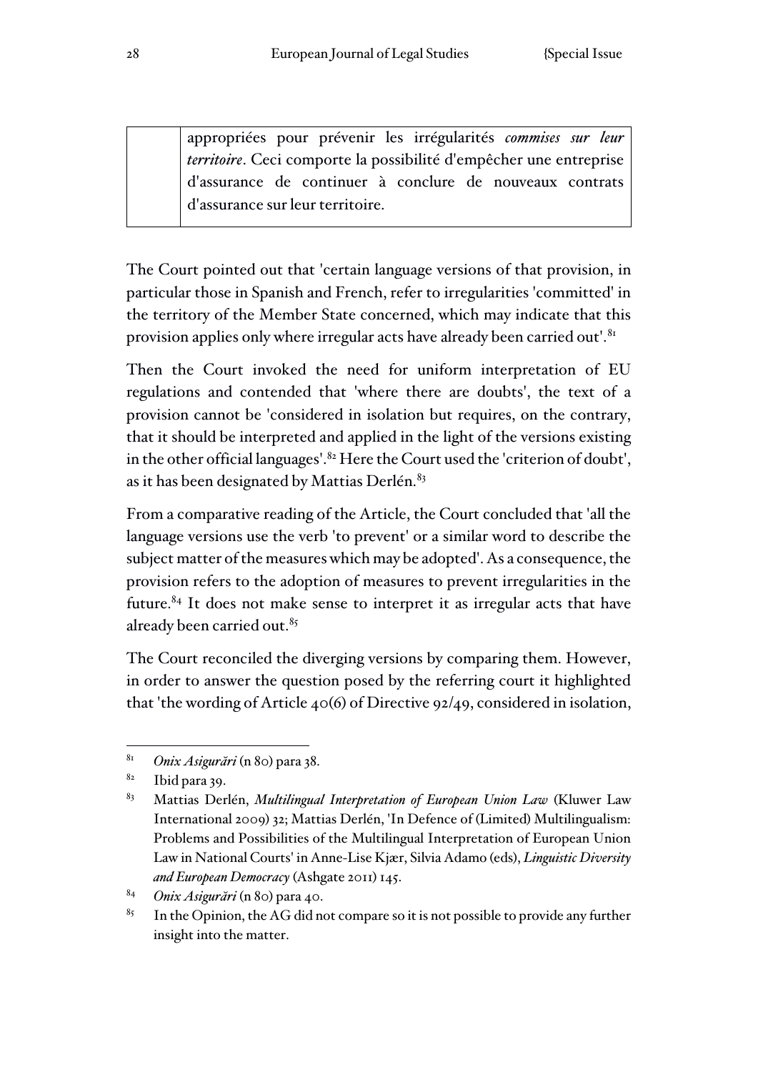| | appropriées pour prévenir les irrégularités *commises sur leur territoire*. Ceci comporte la possibilité d'empêcher une entreprise d'assurance de continuer à conclure de nouveaux contrats d'assurance sur leur territoire. |
|---|---|

The Court pointed out that 'certain language versions of that provision, in particular those in Spanish and French, refer to irregularities 'committed' in the territory of the Member State concerned, which may indicate that this provision applies only where irregular acts have already been carried out'.[81]

Then the Court invoked the need for uniform interpretation of EU regulations and contended that 'where there are doubts', the text of a provision cannot be 'considered in isolation but requires, on the contrary, that it should be interpreted and applied in the light of the versions existing in the other official languages'.[82] Here the Court used the 'criterion of doubt', as it has been designated by Mattias Derlén.[83]

From a comparative reading of the Article, the Court concluded that 'all the language versions use the verb 'to prevent' or a similar word to describe the subject matter of the measures which may be adopted'. As a consequence, the provision refers to the adoption of measures to prevent irregularities in the future.[84] It does not make sense to interpret it as irregular acts that have already been carried out.[85]

The Court reconciled the diverging versions by comparing them. However, in order to answer the question posed by the referring court it highlighted that 'the wording of Article 40(6) of Directive 92/49, considered in isolation,

---

[81] *Onix Asigurări* (n 80) para 38.

[82] Ibid para 39.

[83] Mattias Derlén, *Multilingual Interpretation of European Union Law* (Kluwer Law International 2009) 32; Mattias Derlén, 'In Defence of (Limited) Multilingualism: Problems and Possibilities of the Multilingual Interpretation of European Union Law in National Courts' in Anne-Lise Kjær, Silvia Adamo (eds), *Linguistic Diversity and European Democracy* (Ashgate 2011) 145.

[84] *Onix Asigurări* (n 80) para 40.

[85] In the Opinion, the AG did not compare so it is not possible to provide any further insight into the matter.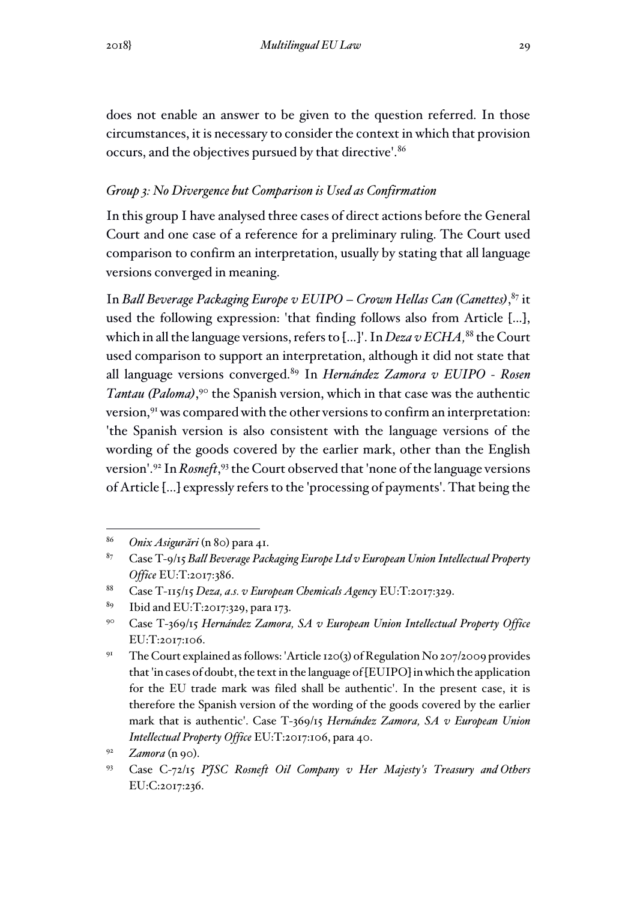does not enable an answer to be given to the question referred. In those circumstances, it is necessary to consider the context in which that provision occurs, and the objectives pursued by that directive'.[86]

### *Group 3: No Divergence but Comparison is Used as Confirmation*

In this group I have analysed three cases of direct actions before the General Court and one case of a reference for a preliminary ruling. The Court used comparison to confirm an interpretation, usually by stating that all language versions converged in meaning.

In *Ball Beverage Packaging Europe v EUIPO – Crown Hellas Can (Canettes)*,[87] it used the following expression: 'that finding follows also from Article [...], which in all the language versions, refers to [...]'. In *Deza v ECHA,*[88] the Court used comparison to support an interpretation, although it did not state that all language versions converged.[89] In *Hernández Zamora v EUIPO - Rosen Tantau (Paloma)*,[90] the Spanish version, which in that case was the authentic version,[91] was compared with the other versions to confirm an interpretation: 'the Spanish version is also consistent with the language versions of the wording of the goods covered by the earlier mark, other than the English version'.[92] In *Rosneft*,[93] the Court observed that 'none of the language versions of Article [...] expressly refers to the 'processing of payments'. That being the

---

[86] *Onix Asigurări* (n 80) para 41.

[87] Case T-9/15 *Ball Beverage Packaging Europe Ltd v European Union Intellectual Property Office* EU:T:2017:386.

[88] Case T-115/15 *Deza, a.s. v European Chemicals Agency* EU:T:2017:329.

[89] Ibid and EU:T:2017:329, para 173.

[90] Case T-369/15 *Hernández Zamora, SA v European Union Intellectual Property Office* EU:T:2017:106.

[91] The Court explained as follows: 'Article 120(3) of Regulation No 207/2009 provides that 'in cases of doubt, the text in the language of [EUIPO] in which the application for the EU trade mark was filed shall be authentic'. In the present case, it is therefore the Spanish version of the wording of the goods covered by the earlier mark that is authentic'. Case T-369/15 *Hernández Zamora, SA v European Union Intellectual Property Office* EU:T:2017:106, para 40.

[92] *Zamora* (n 90).

[93] Case C-72/15 *PJSC Rosneft Oil Company v Her Majesty's Treasury and Others* EU:C:2017:236.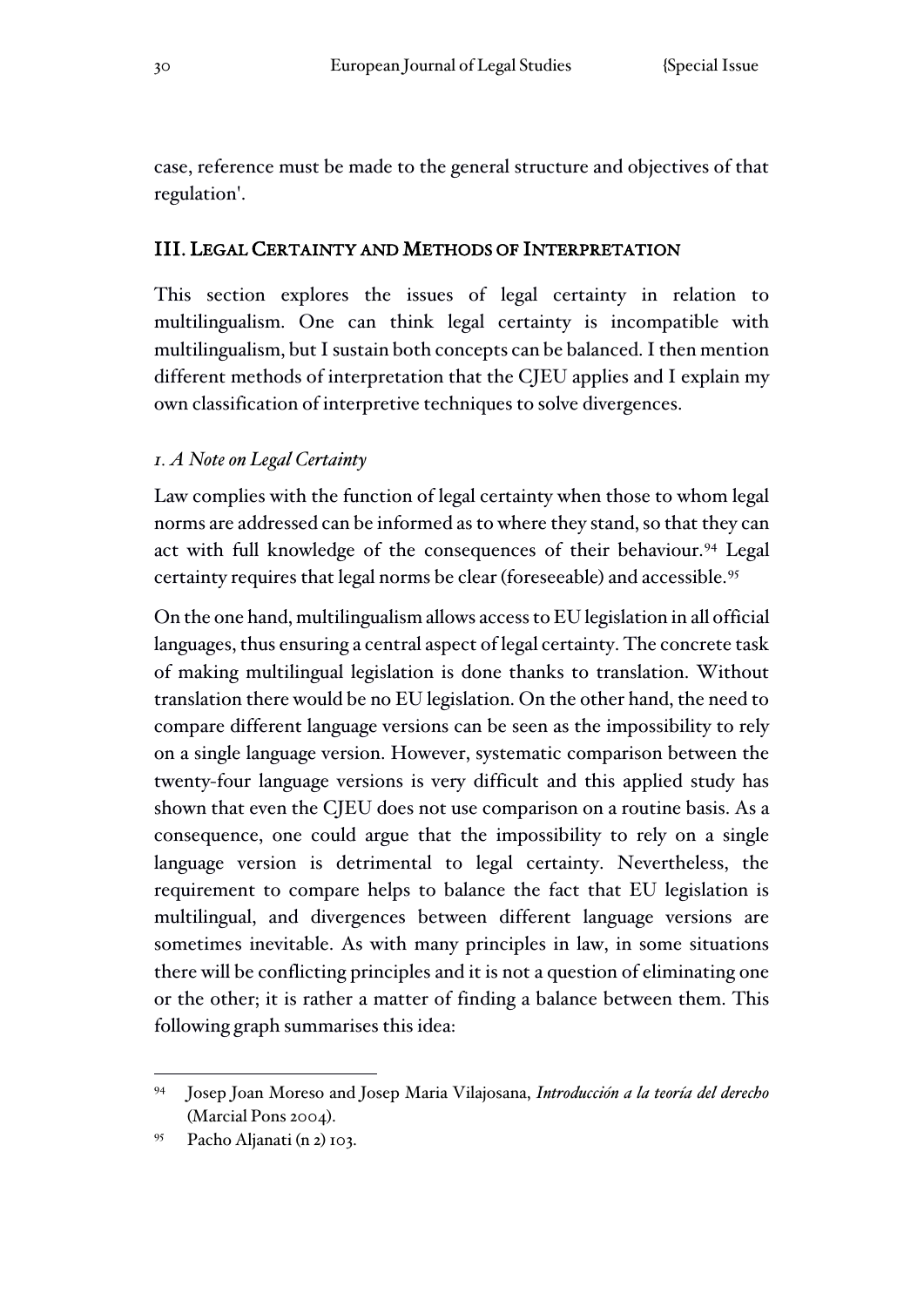case, reference must be made to the general structure and objectives of that regulation'.

## III. Legal Certainty and Methods of Interpretation

This section explores the issues of legal certainty in relation to multilingualism. One can think legal certainty is incompatible with multilingualism, but I sustain both concepts can be balanced. I then mention different methods of interpretation that the CJEU applies and I explain my own classification of interpretive techniques to solve divergences.

### *1. A Note on Legal Certainty*

Law complies with the function of legal certainty when those to whom legal norms are addressed can be informed as to where they stand, so that they can act with full knowledge of the consequences of their behaviour.[94] Legal certainty requires that legal norms be clear (foreseeable) and accessible.[95]

On the one hand, multilingualism allows access to EU legislation in all official languages, thus ensuring a central aspect of legal certainty. The concrete task of making multilingual legislation is done thanks to translation. Without translation there would be no EU legislation. On the other hand, the need to compare different language versions can be seen as the impossibility to rely on a single language version. However, systematic comparison between the twenty-four language versions is very difficult and this applied study has shown that even the CJEU does not use comparison on a routine basis. As a consequence, one could argue that the impossibility to rely on a single language version is detrimental to legal certainty. Nevertheless, the requirement to compare helps to balance the fact that EU legislation is multilingual, and divergences between different language versions are sometimes inevitable. As with many principles in law, in some situations there will be conflicting principles and it is not a question of eliminating one or the other; it is rather a matter of finding a balance between them. This following graph summarises this idea:

---

[94] Josep Joan Moreso and Josep Maria Vilajosana, *Introducción a la teoría del derecho* (Marcial Pons 2004).

[95] Pacho Aljanati (n 2) 103.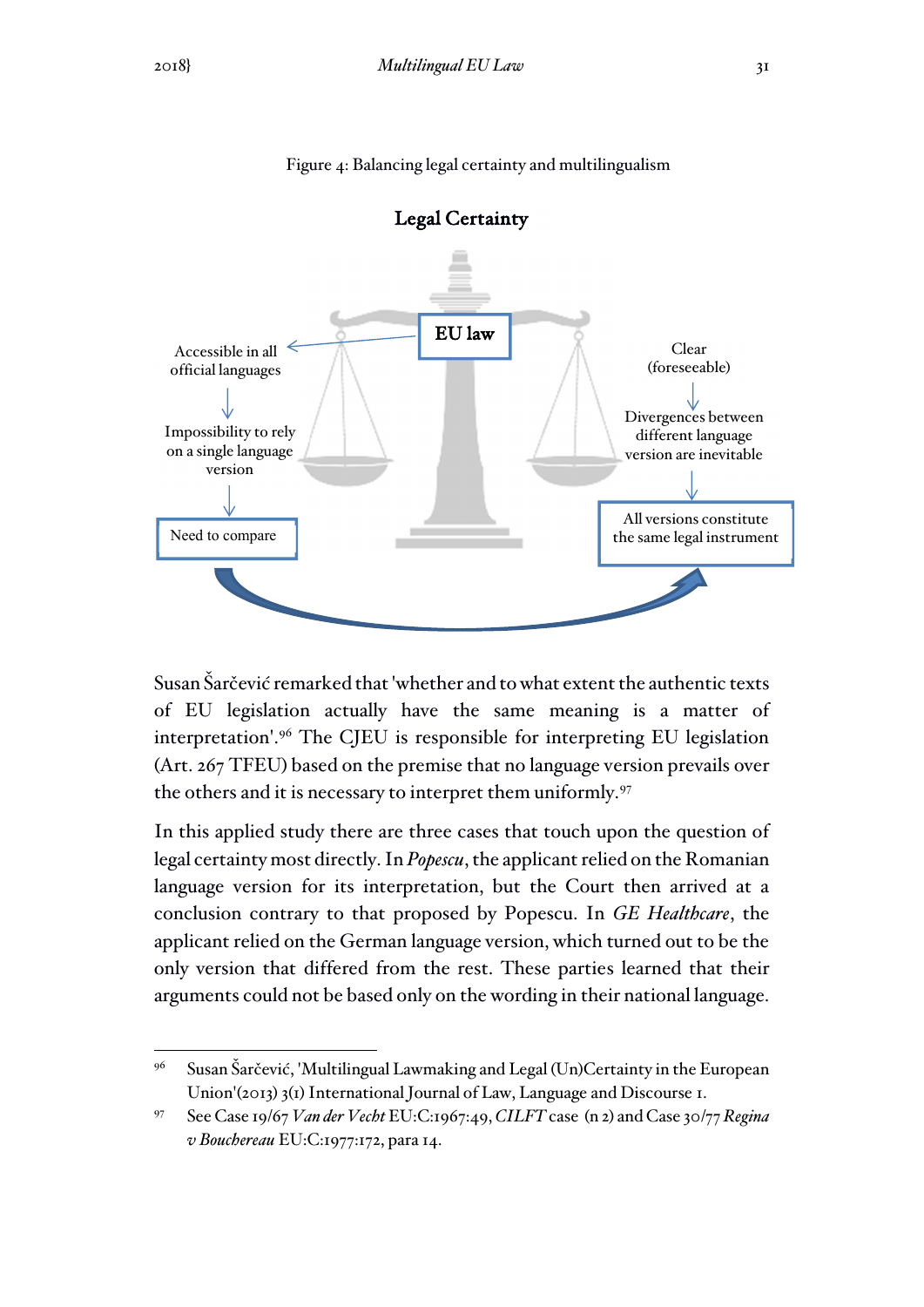Figure 4: Balancing legal certainty and multilingualism

**Legal Certainty**

EU law

Accessible in all official languages → Impossibility to rely on a single language version → Need to compare

Clear (foreseeable) → Divergences between different language version are inevitable → All versions constitute the same legal instrument

Susan Šarčević remarked that 'whether and to what extent the authentic texts of EU legislation actually have the same meaning is a matter of interpretation'.[96] The CJEU is responsible for interpreting EU legislation (Art. 267 TFEU) based on the premise that no language version prevails over the others and it is necessary to interpret them uniformly.[97]

In this applied study there are three cases that touch upon the question of legal certainty most directly. In *Popescu*, the applicant relied on the Romanian language version for its interpretation, but the Court then arrived at a conclusion contrary to that proposed by Popescu. In *GE Healthcare*, the applicant relied on the German language version, which turned out to be the only version that differed from the rest. These parties learned that their arguments could not be based only on the wording in their national language.

---

[96] Susan Šarčević, 'Multilingual Lawmaking and Legal (Un)Certainty in the European Union'(2013) 3(1) International Journal of Law, Language and Discourse 1.

[97] See Case 19/67 *Van der Vecht* EU:C:1967:49, *CILFT* case (n 2) and Case 30/77 *Regina v Bouchereau* EU:C:1977:172, para 14.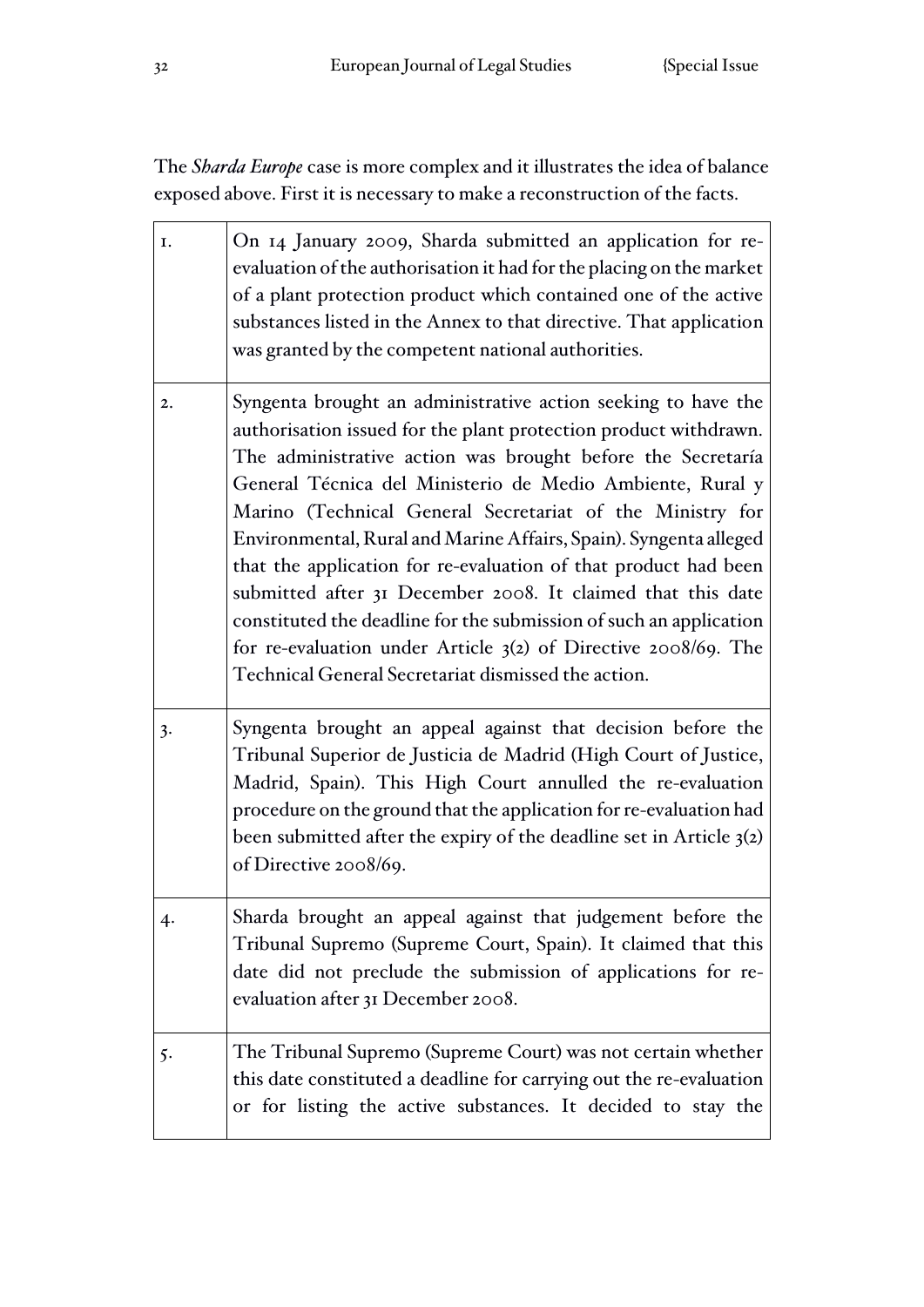The *Sharda Europe* case is more complex and it illustrates the idea of balance exposed above. First it is necessary to make a reconstruction of the facts.

| | |
|---|---|
| 1. | On 14 January 2009, Sharda submitted an application for re-evaluation of the authorisation it had for the placing on the market of a plant protection product which contained one of the active substances listed in the Annex to that directive. That application was granted by the competent national authorities. |
| 2. | Syngenta brought an administrative action seeking to have the authorisation issued for the plant protection product withdrawn. The administrative action was brought before the Secretaría General Técnica del Ministerio de Medio Ambiente, Rural y Marino (Technical General Secretariat of the Ministry for Environmental, Rural and Marine Affairs, Spain). Syngenta alleged that the application for re-evaluation of that product had been submitted after 31 December 2008. It claimed that this date constituted the deadline for the submission of such an application for re-evaluation under Article 3(2) of Directive 2008/69. The Technical General Secretariat dismissed the action. |
| 3. | Syngenta brought an appeal against that decision before the Tribunal Superior de Justicia de Madrid (High Court of Justice, Madrid, Spain). This High Court annulled the re-evaluation procedure on the ground that the application for re-evaluation had been submitted after the expiry of the deadline set in Article 3(2) of Directive 2008/69. |
| 4. | Sharda brought an appeal against that judgement before the Tribunal Supremo (Supreme Court, Spain). It claimed that this date did not preclude the submission of applications for re-evaluation after 31 December 2008. |
| 5. | The Tribunal Supremo (Supreme Court) was not certain whether this date constituted a deadline for carrying out the re-evaluation or for listing the active substances. It decided to stay the |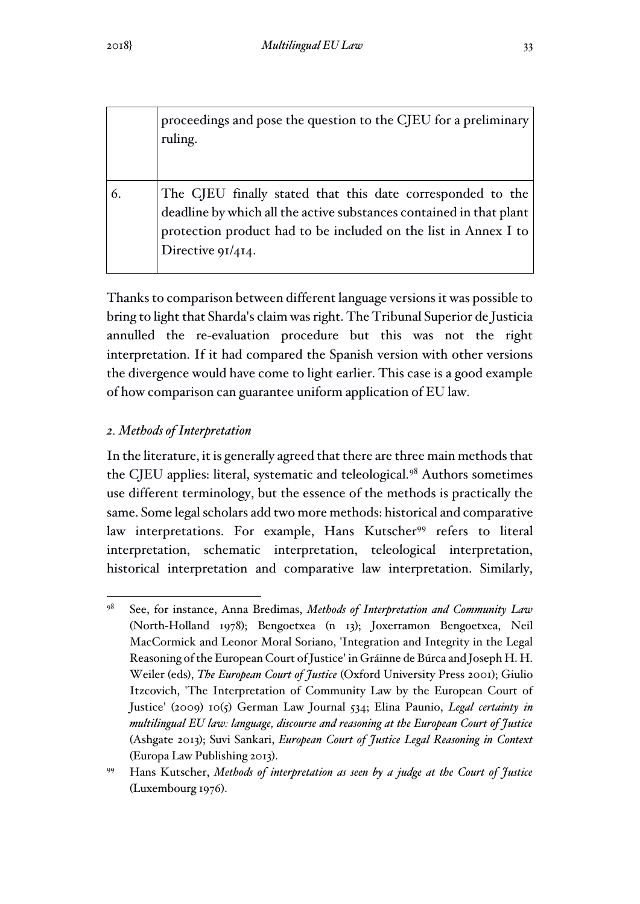| | |
|---|---|
| | proceedings and pose the question to the CJEU for a preliminary ruling. |
| 6. | The CJEU finally stated that this date corresponded to the deadline by which all the active substances contained in that plant protection product had to be included on the list in Annex I to Directive 91/414. |

Thanks to comparison between different language versions it was possible to bring to light that Sharda's claim was right. The Tribunal Superior de Justicia annulled the re-evaluation procedure but this was not the right interpretation. If it had compared the Spanish version with other versions the divergence would have come to light earlier. This case is a good example of how comparison can guarantee uniform application of EU law.

### *2. Methods of Interpretation*

In the literature, it is generally agreed that there are three main methods that the CJEU applies: literal, systematic and teleological.[98] Authors sometimes use different terminology, but the essence of the methods is practically the same. Some legal scholars add two more methods: historical and comparative law interpretations. For example, Hans Kutscher[99] refers to literal interpretation, schematic interpretation, teleological interpretation, historical interpretation and comparative law interpretation. Similarly,

---

[98] See, for instance, Anna Bredimas, *Methods of Interpretation and Community Law* (North-Holland 1978); Bengoetxea (n 13); Joxerramon Bengoetxea, Neil MacCormick and Leonor Moral Soriano, 'Integration and Integrity in the Legal Reasoning of the European Court of Justice' in Gráinne de Búrca and Joseph H. H. Weiler (eds), *The European Court of Justice* (Oxford University Press 2001); Giulio Itzcovich, 'The Interpretation of Community Law by the European Court of Justice' (2009) 10(5) German Law Journal 534; Elina Paunio, *Legal certainty in multilingual EU law: language, discourse and reasoning at the European Court of Justice* (Ashgate 2013); Suvi Sankari, *European Court of Justice Legal Reasoning in Context* (Europa Law Publishing 2013).

[99] Hans Kutscher, *Methods of interpretation as seen by a judge at the Court of Justice* (Luxembourg 1976).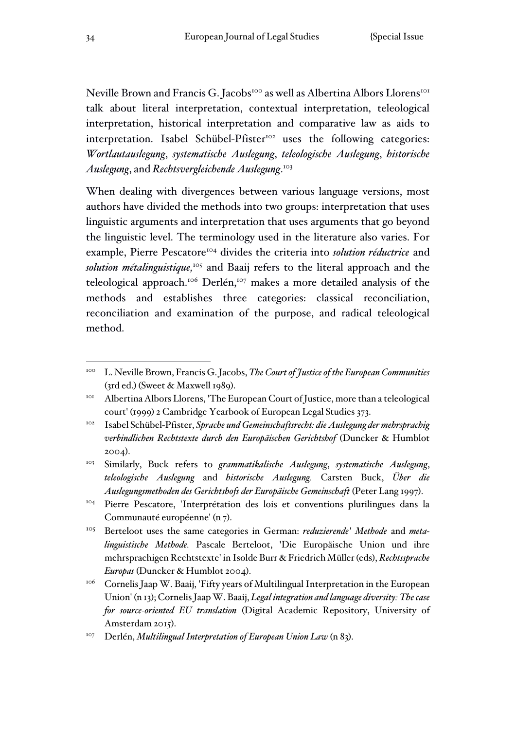Neville Brown and Francis G. Jacobs[100] as well as Albertina Albors Llorens[101] talk about literal interpretation, contextual interpretation, teleological interpretation, historical interpretation and comparative law as aids to interpretation. Isabel Schübel-Pfister[102] uses the following categories: *Wortlautauslegung*, *systematische Auslegung*, *teleologische Auslegung*, *historische Auslegung*, and *Rechtsvergleichende Auslegung*.[103]

When dealing with divergences between various language versions, most authors have divided the methods into two groups: interpretation that uses linguistic arguments and interpretation that uses arguments that go beyond the linguistic level. The terminology used in the literature also varies. For example, Pierre Pescatore[104] divides the criteria into *solution réductrice* and *solution métalinguistique*,[105] and Baaij refers to the literal approach and the teleological approach.[106] Derlén,[107] makes a more detailed analysis of the methods and establishes three categories: classical reconciliation, reconciliation and examination of the purpose, and radical teleological method.

---

[100] L. Neville Brown, Francis G. Jacobs, *The Court of Justice of the European Communities* (3rd ed.) (Sweet & Maxwell 1989).

[101] Albertina Albors Llorens, 'The European Court of Justice, more than a teleological court' (1999) 2 Cambridge Yearbook of European Legal Studies 373.

[102] Isabel Schübel-Pfister, *Sprache und Gemeinschaftsrecht: die Auslegung der mehrsprachig verbindlichen Rechtstexte durch den Europäischen Gerichtshof* (Duncker & Humblot 2004).

[103] Similarly, Buck refers to *grammatikalische Auslegung*, *systematische Auslegung*, *teleologische Auslegung* and *historische Auslegung.* Carsten Buck, *Über die Auslegungsmethoden des Gerichtshofs der Europäische Gemeinschaft* (Peter Lang 1997).

[104] Pierre Pescatore, 'Interprétation des lois et conventions plurilingues dans la Communauté européenne' (n 7).

[105] Berteloot uses the same categories in German: *reduzierende' Methode* and *meta-linguistische Methode.* Pascale Berteloot, 'Die Europäische Union und ihre mehrsprachigen Rechtstexte' in Isolde Burr & Friedrich Müller (eds), *Rechtssprache Europas* (Duncker & Humblot 2004).

[106] Cornelis Jaap W. Baaij, 'Fifty years of Multilingual Interpretation in the European Union' (n 13); Cornelis Jaap W. Baaij, *Legal integration and language diversity: The case for source-oriented EU translation* (Digital Academic Repository, University of Amsterdam 2015).

[107] Derlén, *Multilingual Interpretation of European Union Law* (n 83).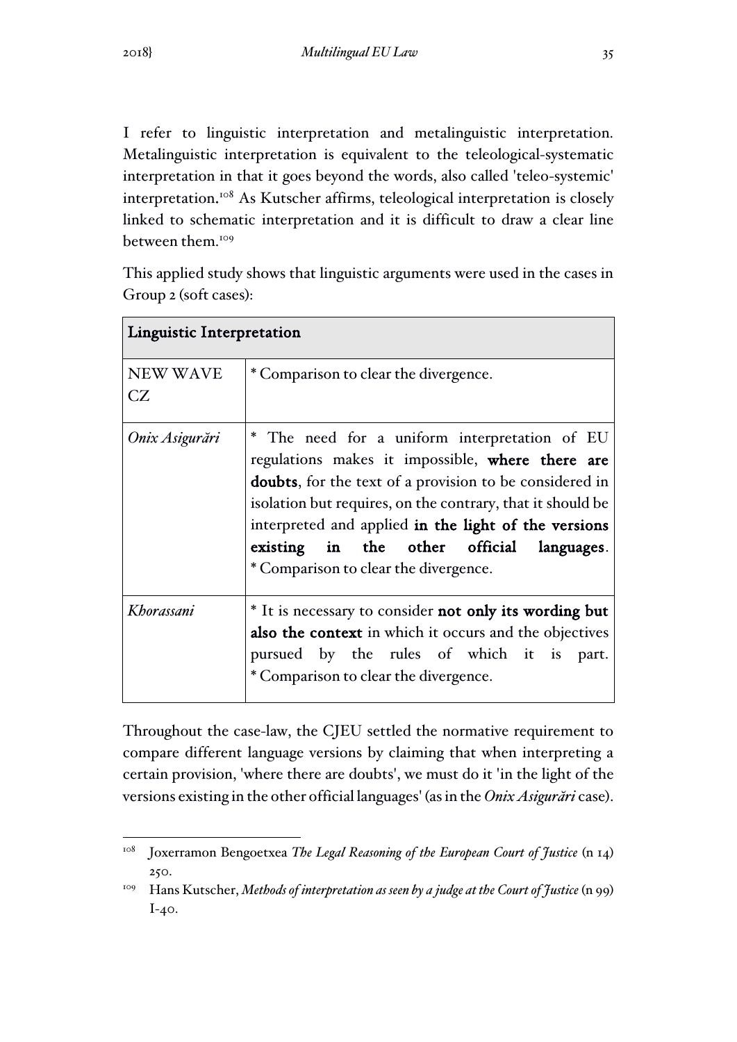I refer to linguistic interpretation and metalinguistic interpretation. Metalinguistic interpretation is equivalent to the teleological-systematic interpretation in that it goes beyond the words, also called 'teleo-systemic' interpretation.[108] As Kutscher affirms, teleological interpretation is closely linked to schematic interpretation and it is difficult to draw a clear line between them.[109]

This applied study shows that linguistic arguments were used in the cases in Group 2 (soft cases):

| **Linguistic Interpretation** | |
|---|---|
| NEW WAVE CZ | * Comparison to clear the divergence. |
| *Onix Asigurări* | * The need for a uniform interpretation of EU regulations makes it impossible, **where there are doubts**, for the text of a provision to be considered in isolation but requires, on the contrary, that it should be interpreted and applied **in the light of the versions existing in the other official languages**.<br>* Comparison to clear the divergence. |
| *Khorassani* | * It is necessary to consider **not only its wording but also the context** in which it occurs and the objectives pursued by the rules of which it is part.<br>* Comparison to clear the divergence. |

Throughout the case-law, the CJEU settled the normative requirement to compare different language versions by claiming that when interpreting a certain provision, 'where there are doubts', we must do it 'in the light of the versions existing in the other official languages' (as in the *Onix Asigurări* case).

---

[108] Joxerramon Bengoetxea *The Legal Reasoning of the European Court of Justice* (n 14) 250.

[109] Hans Kutscher, *Methods of interpretation as seen by a judge at the Court of Justice* (n 99) I-40.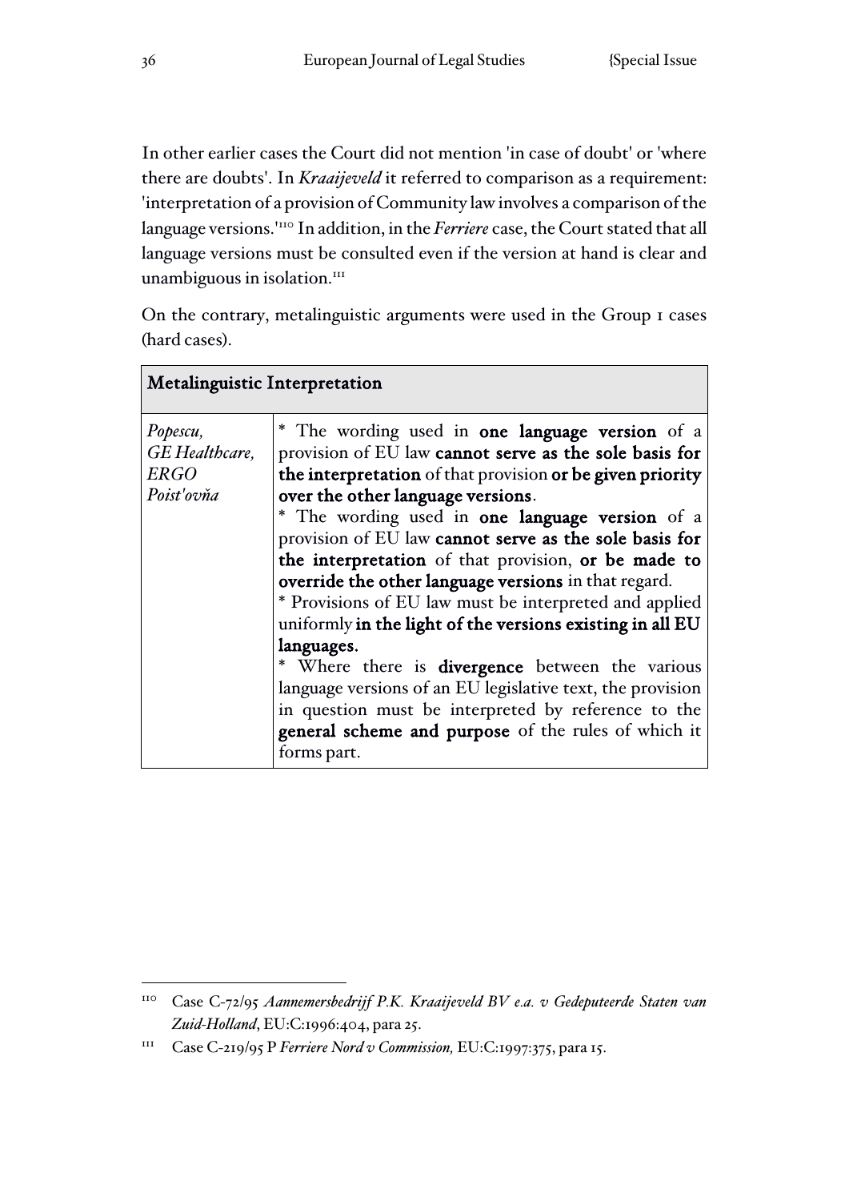In other earlier cases the Court did not mention 'in case of doubt' or 'where there are doubts'. In *Kraaijeveld* it referred to comparison as a requirement: 'interpretation of a provision of Community law involves a comparison of the language versions.'[110] In addition, in the *Ferriere* case, the Court stated that all language versions must be consulted even if the version at hand is clear and unambiguous in isolation.[111]

On the contrary, metalinguistic arguments were used in the Group 1 cases (hard cases).

| **Metalinguistic Interpretation** | |
|---|---|
| *Popescu, GE Healthcare, ERGO Poist'ovňa* | * The wording used in **one language version** of a provision of EU law **cannot serve as the sole basis for the interpretation** of that provision **or be given priority over the other language versions**.<br>* The wording used in **one language version** of a provision of EU law **cannot serve as the sole basis for the interpretation** of that provision, **or be made to override the other language versions** in that regard.<br>* Provisions of EU law must be interpreted and applied uniformly **in the light of the versions existing in all EU languages.**<br>* Where there is **divergence** between the various language versions of an EU legislative text, the provision in question must be interpreted by reference to the **general scheme and purpose** of the rules of which it forms part. |

[110] Case C-72/95 *Aannemersbedrijf P.K. Kraaijeveld BV e.a. v Gedeputeerde Staten van Zuid-Holland*, EU:C:1996:404, para 25.

[111] Case C-219/95 P *Ferriere Nord v Commission,* EU:C:1997:375, para 15.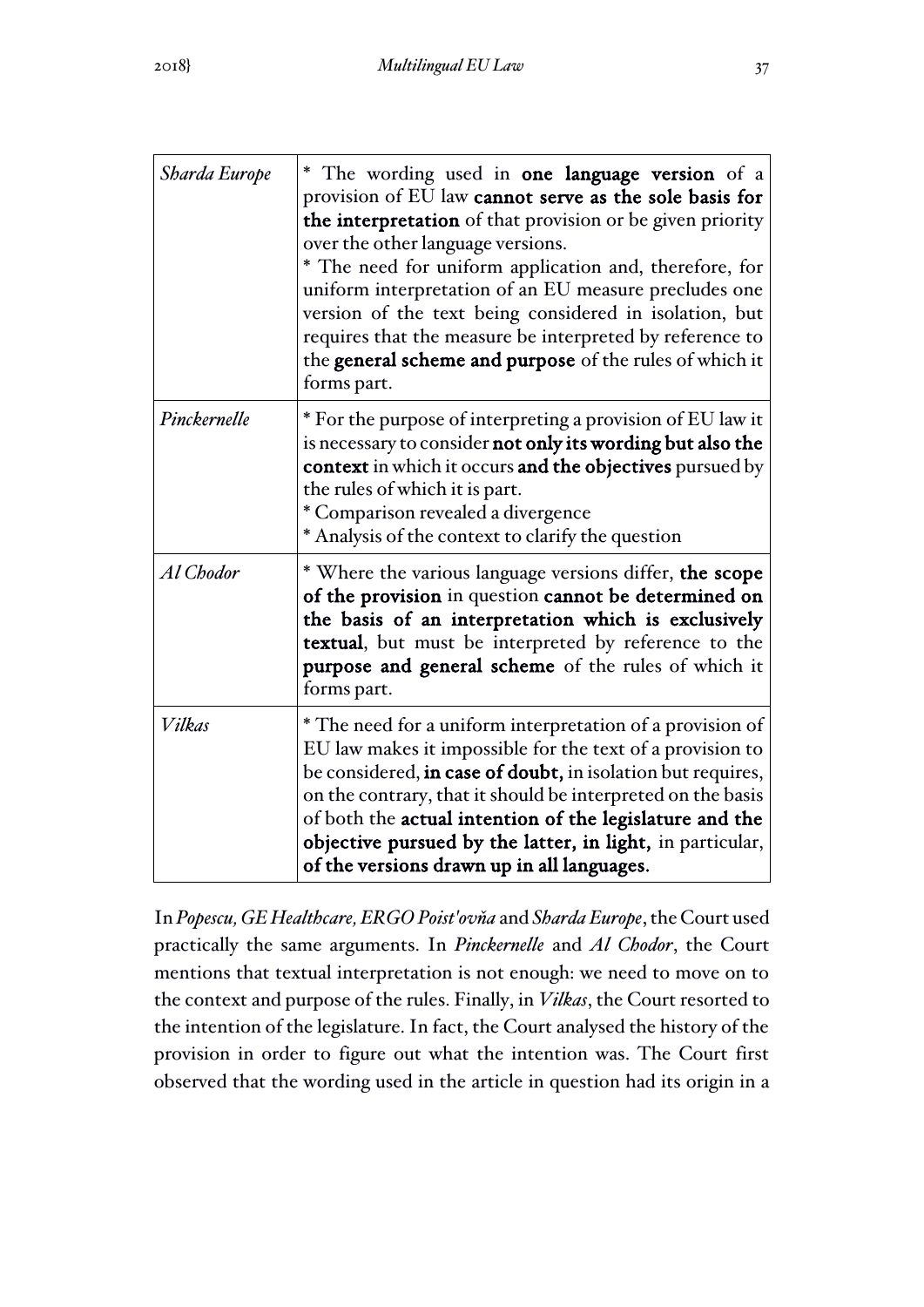| | |
|---|---|
| *Sharda Europe* | * The wording used in **one language version** of a provision of EU law **cannot serve as the sole basis for the interpretation** of that provision or be given priority over the other language versions.<br>* The need for uniform application and, therefore, for uniform interpretation of an EU measure precludes one version of the text being considered in isolation, but requires that the measure be interpreted by reference to the **general scheme and purpose** of the rules of which it forms part. |
| *Pinckernelle* | * For the purpose of interpreting a provision of EU law it is necessary to consider **not only its wording but also the context** in which it occurs **and the objectives** pursued by the rules of which it is part.<br>* Comparison revealed a divergence<br>* Analysis of the context to clarify the question |
| *Al Chodor* | * Where the various language versions differ, **the scope of the provision** in question **cannot be determined on the basis of an interpretation which is exclusively textual**, but must be interpreted by reference to the **purpose and general scheme** of the rules of which it forms part. |
| *Vilkas* | * The need for a uniform interpretation of a provision of EU law makes it impossible for the text of a provision to be considered, **in case of doubt,** in isolation but requires, on the contrary, that it should be interpreted on the basis of both the **actual intention of the legislature and the objective pursued by the latter, in light,** in particular, **of the versions drawn up in all languages.** |

In *Popescu, GE Healthcare, ERGO Poist'ovňa* and *Sharda Europe*, the Court used practically the same arguments. In *Pinckernelle* and *Al Chodor*, the Court mentions that textual interpretation is not enough: we need to move on to the context and purpose of the rules. Finally, in *Vilkas*, the Court resorted to the intention of the legislature. In fact, the Court analysed the history of the provision in order to figure out what the intention was. The Court first observed that the wording used in the article in question had its origin in a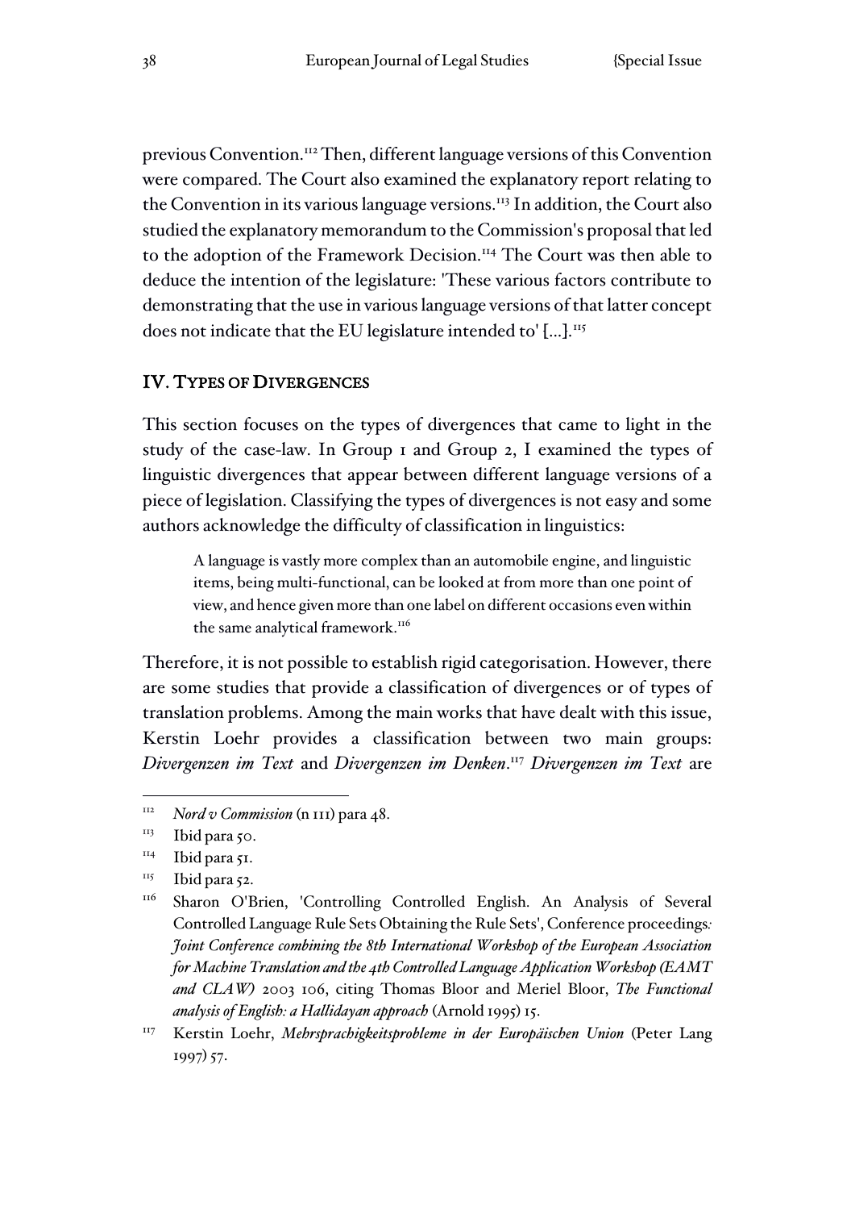previous Convention.[112] Then, different language versions of this Convention were compared. The Court also examined the explanatory report relating to the Convention in its various language versions.[113] In addition, the Court also studied the explanatory memorandum to the Commission's proposal that led to the adoption of the Framework Decision.[114] The Court was then able to deduce the intention of the legislature: 'These various factors contribute to demonstrating that the use in various language versions of that latter concept does not indicate that the EU legislature intended to' [...].[115]

## IV. TYPES OF DIVERGENCES

This section focuses on the types of divergences that came to light in the study of the case-law. In Group 1 and Group 2, I examined the types of linguistic divergences that appear between different language versions of a piece of legislation. Classifying the types of divergences is not easy and some authors acknowledge the difficulty of classification in linguistics:

> A language is vastly more complex than an automobile engine, and linguistic items, being multi-functional, can be looked at from more than one point of view, and hence given more than one label on different occasions even within the same analytical framework.[116]

Therefore, it is not possible to establish rigid categorisation. However, there are some studies that provide a classification of divergences or of types of translation problems. Among the main works that have dealt with this issue, Kerstin Loehr provides a classification between two main groups: *Divergenzen im Text* and *Divergenzen im Denken*.[117] *Divergenzen im Text* are

---

[112] *Nord v Commission* (n 111) para 48.

[113] Ibid para 50.

[114] Ibid para 51.

[115] Ibid para 52.

[116] Sharon O'Brien, 'Controlling Controlled English. An Analysis of Several Controlled Language Rule Sets Obtaining the Rule Sets', Conference proceedings*: Joint Conference combining the 8th International Workshop of the European Association for Machine Translation and the 4th Controlled Language Application Workshop (EAMT and CLAW)* 2003 106, citing Thomas Bloor and Meriel Bloor, *The Functional analysis of English: a Hallidayan approach* (Arnold 1995) 15.

[117] Kerstin Loehr, *Mehrsprachigkeitsprobleme in der Europäischen Union* (Peter Lang 1997) 57.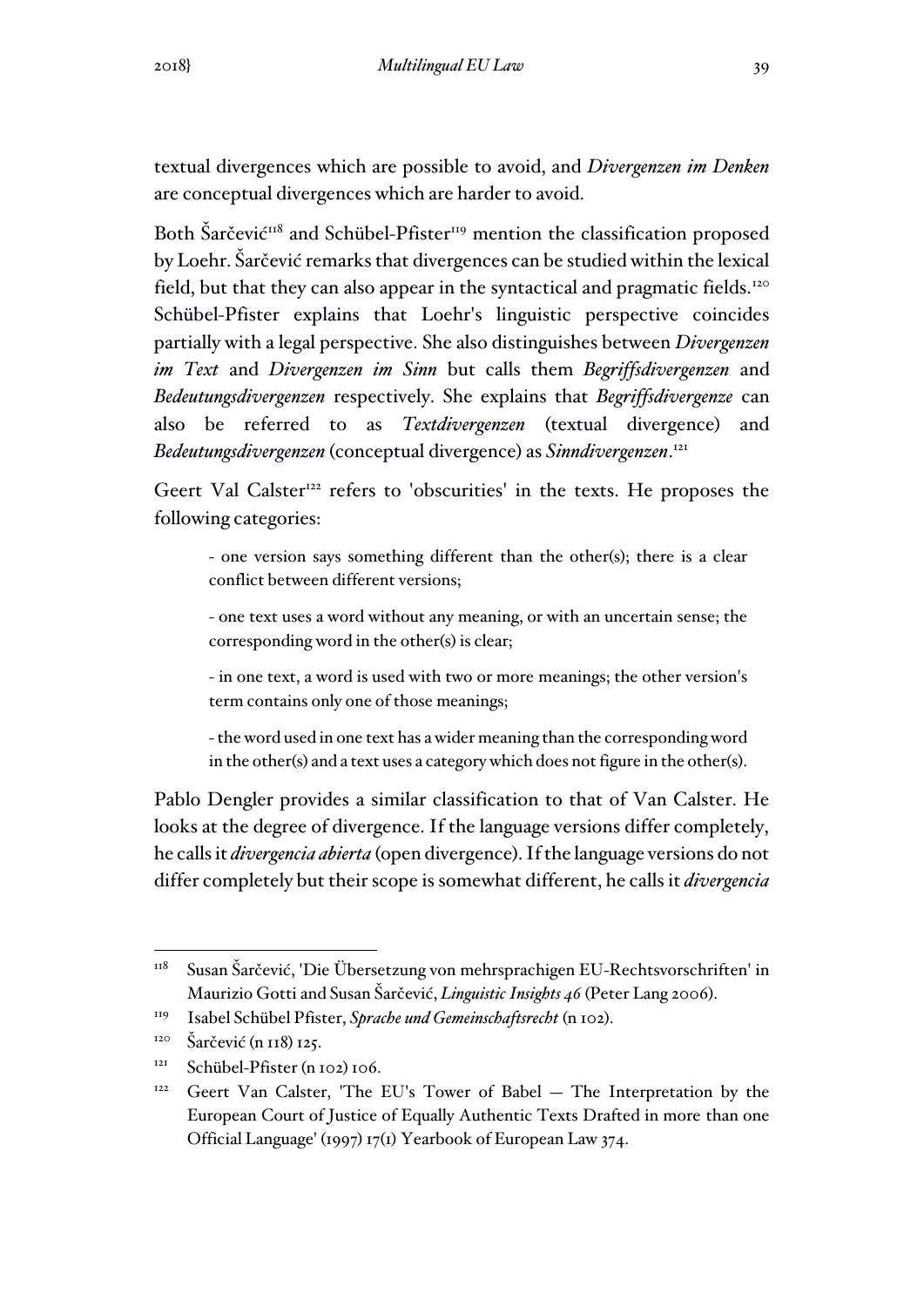textual divergences which are possible to avoid, and *Divergenzen im Denken* are conceptual divergences which are harder to avoid.

Both Šarčević[118] and Schübel-Pfister[119] mention the classification proposed by Loehr. Šarčević remarks that divergences can be studied within the lexical field, but that they can also appear in the syntactical and pragmatic fields.[120] Schübel-Pfister explains that Loehr's linguistic perspective coincides partially with a legal perspective. She also distinguishes between *Divergenzen im Text* and *Divergenzen im Sinn* but calls them *Begriffsdivergenzen* and *Bedeutungsdivergenzen* respectively. She explains that *Begriffsdivergenze* can also be referred to as *Textdivergenzen* (textual divergence) and *Bedeutungsdivergenzen* (conceptual divergence) as *Sinndivergenzen*.[121]

Geert Val Calster[122] refers to 'obscurities' in the texts. He proposes the following categories:

> - one version says something different than the other(s); there is a clear conflict between different versions;
>
> - one text uses a word without any meaning, or with an uncertain sense; the corresponding word in the other(s) is clear;
>
> - in one text, a word is used with two or more meanings; the other version's term contains only one of those meanings;
>
> - the word used in one text has a wider meaning than the corresponding word in the other(s) and a text uses a category which does not figure in the other(s).

Pablo Dengler provides a similar classification to that of Van Calster. He looks at the degree of divergence. If the language versions differ completely, he calls it *divergencia abierta* (open divergence). If the language versions do not differ completely but their scope is somewhat different, he calls it *divergencia*

---

[118] Susan Šarčević, 'Die Übersetzung von mehrsprachigen EU-Rechtsvorschriften' in Maurizio Gotti and Susan Šarčević, *Linguistic Insights 46* (Peter Lang 2006).

[119] Isabel Schübel Pfister, *Sprache und Gemeinschaftsrecht* (n 102).

[120] Šarčević (n 118) 125.

[121] Schübel-Pfister (n 102) 106.

[122] Geert Van Calster, 'The EU's Tower of Babel — The Interpretation by the European Court of Justice of Equally Authentic Texts Drafted in more than one Official Language' (1997) 17(1) Yearbook of European Law 374.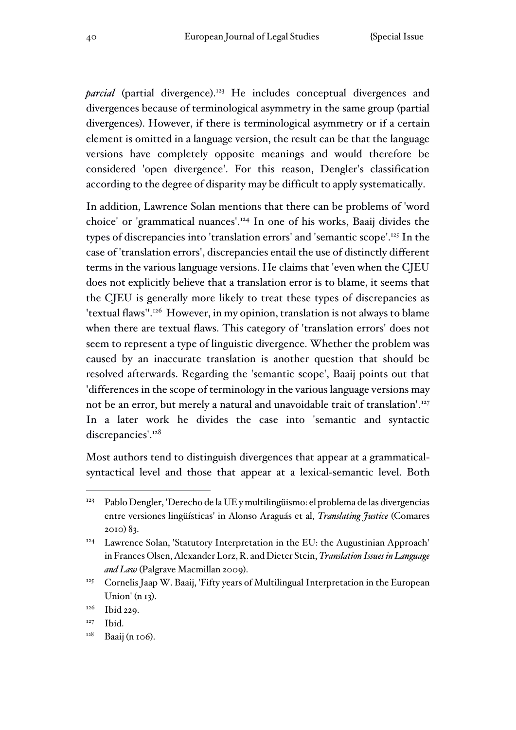*parcial* (partial divergence).[123] He includes conceptual divergences and divergences because of terminological asymmetry in the same group (partial divergences). However, if there is terminological asymmetry or if a certain element is omitted in a language version, the result can be that the language versions have completely opposite meanings and would therefore be considered 'open divergence'. For this reason, Dengler's classification according to the degree of disparity may be difficult to apply systematically.

In addition, Lawrence Solan mentions that there can be problems of 'word choice' or 'grammatical nuances'.[124] In one of his works, Baaij divides the types of discrepancies into 'translation errors' and 'semantic scope'.[125] In the case of 'translation errors', discrepancies entail the use of distinctly different terms in the various language versions. He claims that 'even when the CJEU does not explicitly believe that a translation error is to blame, it seems that the CJEU is generally more likely to treat these types of discrepancies as 'textual flaws''.[126] However, in my opinion, translation is not always to blame when there are textual flaws. This category of 'translation errors' does not seem to represent a type of linguistic divergence. Whether the problem was caused by an inaccurate translation is another question that should be resolved afterwards. Regarding the 'semantic scope', Baaij points out that 'differences in the scope of terminology in the various language versions may not be an error, but merely a natural and unavoidable trait of translation'.[127] In a later work he divides the case into 'semantic and syntactic discrepancies'.[128]

Most authors tend to distinguish divergences that appear at a grammatical-syntactical level and those that appear at a lexical-semantic level. Both

---

[123] Pablo Dengler, 'Derecho de la UE y multilingüismo: el problema de las divergencias entre versiones lingüísticas' in Alonso Araguás et al, *Translating Justice* (Comares 2010) 83.

[124] Lawrence Solan, 'Statutory Interpretation in the EU: the Augustinian Approach' in Frances Olsen, Alexander Lorz, R. and Dieter Stein, *Translation Issues in Language and Law* (Palgrave Macmillan 2009).

[125] Cornelis Jaap W. Baaij, 'Fifty years of Multilingual Interpretation in the European Union' (n 13).

[126] Ibid 229.

[127] Ibid.

[128] Baaij (n 106).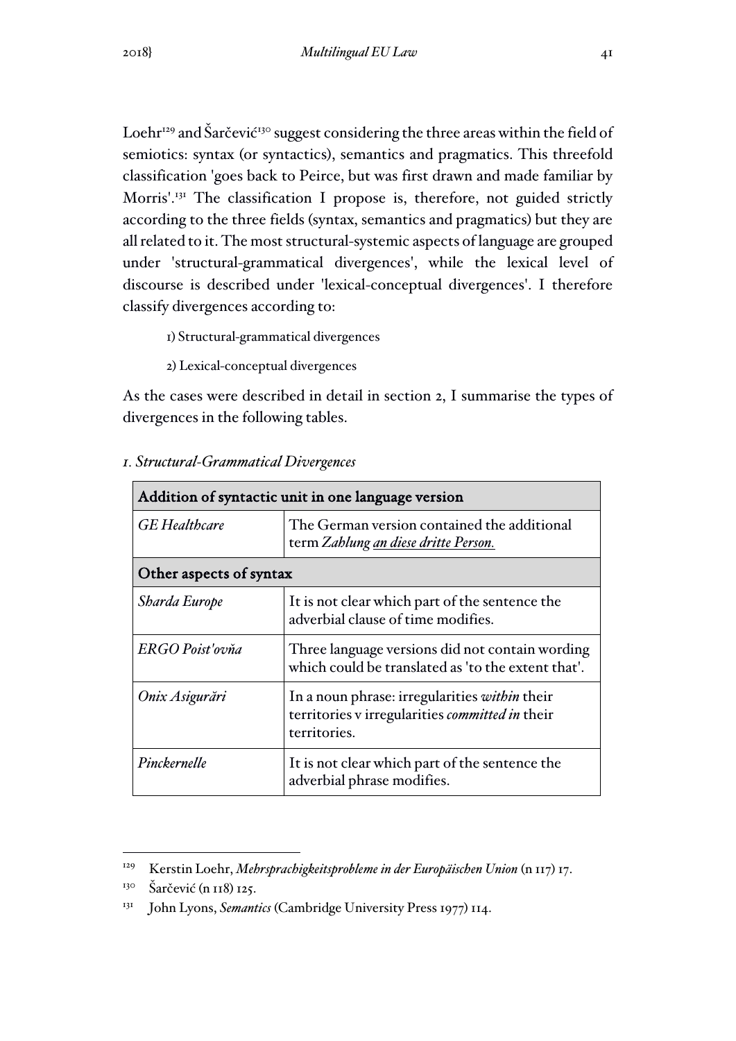Loehr[129] and Šarčević[130] suggest considering the three areas within the field of semiotics: syntax (or syntactics), semantics and pragmatics. This threefold classification 'goes back to Peirce, but was first drawn and made familiar by Morris'.[131] The classification I propose is, therefore, not guided strictly according to the three fields (syntax, semantics and pragmatics) but they are all related to it. The most structural-systemic aspects of language are grouped under 'structural-grammatical divergences', while the lexical level of discourse is described under 'lexical-conceptual divergences'. I therefore classify divergences according to:

1) Structural-grammatical divergences

2) Lexical-conceptual divergences

As the cases were described in detail in section 2, I summarise the types of divergences in the following tables.

### 1. *Structural-Grammatical Divergences*

| Addition of syntactic unit in one language version | |
|---|---|
| *GE Healthcare* | The German version contained the additional term *Zahlung an diese dritte Person.* |
| **Other aspects of syntax** | |
| *Sharda Europe* | It is not clear which part of the sentence the adverbial clause of time modifies. |
| *ERGO Poist'ovňa* | Three language versions did not contain wording which could be translated as 'to the extent that'. |
| *Onix Asigurări* | In a noun phrase: irregularities *within* their territories v irregularities *committed in* their territories. |
| *Pinckernelle* | It is not clear which part of the sentence the adverbial phrase modifies. |

[129] Kerstin Loehr, *Mehrsprachigkeitsprobleme in der Europäischen Union* (n 117) 17.

[130] Šarčević (n 118) 125.

[131] John Lyons, *Semantics* (Cambridge University Press 1977) 114.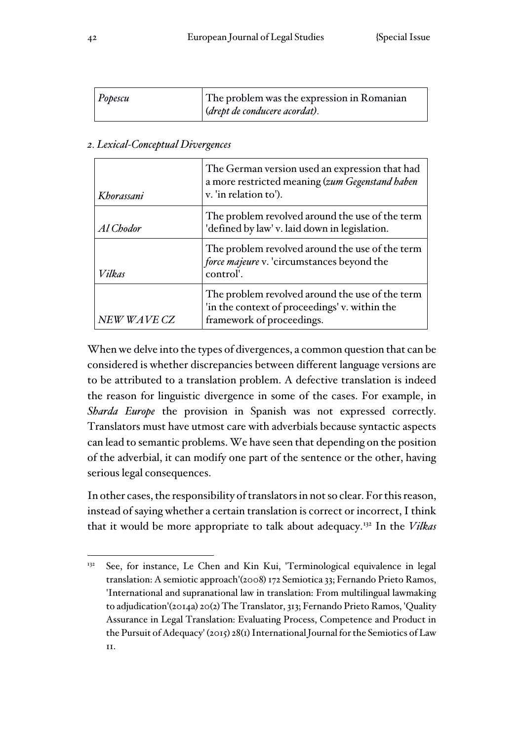| *Popescu* | The problem was the expression in Romanian (*drept de conducere acordat*). |
|---|---|

*2. Lexical-Conceptual Divergences*

| *Khorassani* | The German version used an expression that had a more restricted meaning (*zum Gegenstand haben* v. 'in relation to'). |
|---|---|
| *Al Chodor* | The problem revolved around the use of the term 'defined by law' v. laid down in legislation. |
| *Vilkas* | The problem revolved around the use of the term *force majeure* v. 'circumstances beyond the control'. |
| *NEW WAVE CZ* | The problem revolved around the use of the term 'in the context of proceedings' v. within the framework of proceedings. |

When we delve into the types of divergences, a common question that can be considered is whether discrepancies between different language versions are to be attributed to a translation problem. A defective translation is indeed the reason for linguistic divergence in some of the cases. For example, in *Sharda Europe* the provision in Spanish was not expressed correctly. Translators must have utmost care with adverbials because syntactic aspects can lead to semantic problems. We have seen that depending on the position of the adverbial, it can modify one part of the sentence or the other, having serious legal consequences.

In other cases, the responsibility of translators in not so clear. For this reason, instead of saying whether a certain translation is correct or incorrect, I think that it would be more appropriate to talk about adequacy.[132] In the *Vilkas*

[132] See, for instance, Le Chen and Kin Kui, 'Terminological equivalence in legal translation: A semiotic approach'(2008) 172 Semiotica 33; Fernando Prieto Ramos, 'International and supranational law in translation: From multilingual lawmaking to adjudication'(2014a) 20(2) The Translator, 313; Fernando Prieto Ramos, 'Quality Assurance in Legal Translation: Evaluating Process, Competence and Product in the Pursuit of Adequacy' (2015) 28(1) International Journal for the Semiotics of Law 11.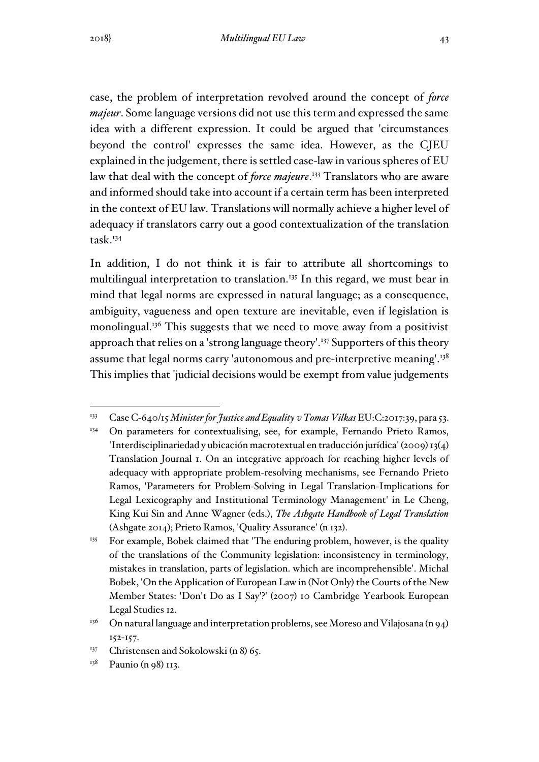case, the problem of interpretation revolved around the concept of *force majeur*. Some language versions did not use this term and expressed the same idea with a different expression. It could be argued that 'circumstances beyond the control' expresses the same idea. However, as the CJEU explained in the judgement, there is settled case-law in various spheres of EU law that deal with the concept of *force majeure*.[133] Translators who are aware and informed should take into account if a certain term has been interpreted in the context of EU law. Translations will normally achieve a higher level of adequacy if translators carry out a good contextualization of the translation task.[134]

In addition, I do not think it is fair to attribute all shortcomings to multilingual interpretation to translation.[135] In this regard, we must bear in mind that legal norms are expressed in natural language; as a consequence, ambiguity, vagueness and open texture are inevitable, even if legislation is monolingual.[136] This suggests that we need to move away from a positivist approach that relies on a 'strong language theory'.[137] Supporters of this theory assume that legal norms carry 'autonomous and pre-interpretive meaning'.[138] This implies that 'judicial decisions would be exempt from value judgements

---

[133] Case C-640/15 *Minister for Justice and Equality v Tomas Vilkas* EU:C:2017:39, para 53.

[134] On parameters for contextualising, see, for example, Fernando Prieto Ramos, 'Interdisciplinariedad y ubicación macrotextual en traducción jurídica' (2009) 13(4) Translation Journal 1. On an integrative approach for reaching higher levels of adequacy with appropriate problem-resolving mechanisms, see Fernando Prieto Ramos, 'Parameters for Problem-Solving in Legal Translation-Implications for Legal Lexicography and Institutional Terminology Management' in Le Cheng, King Kui Sin and Anne Wagner (eds.), *The Ashgate Handbook of Legal Translation* (Ashgate 2014); Prieto Ramos, 'Quality Assurance' (n 132).

[135] For example, Bobek claimed that 'The enduring problem, however, is the quality of the translations of the Community legislation: inconsistency in terminology, mistakes in translation, parts of legislation. which are incomprehensible'. Michal Bobek, 'On the Application of European Law in (Not Only) the Courts of the New Member States: 'Don't Do as I Say'?' (2007) 10 Cambridge Yearbook European Legal Studies 12.

[136] On natural language and interpretation problems, see Moreso and Vilajosana (n 94) 152-157.

[137] Christensen and Sokolowski (n 8) 65.

[138] Paunio (n 98) 113.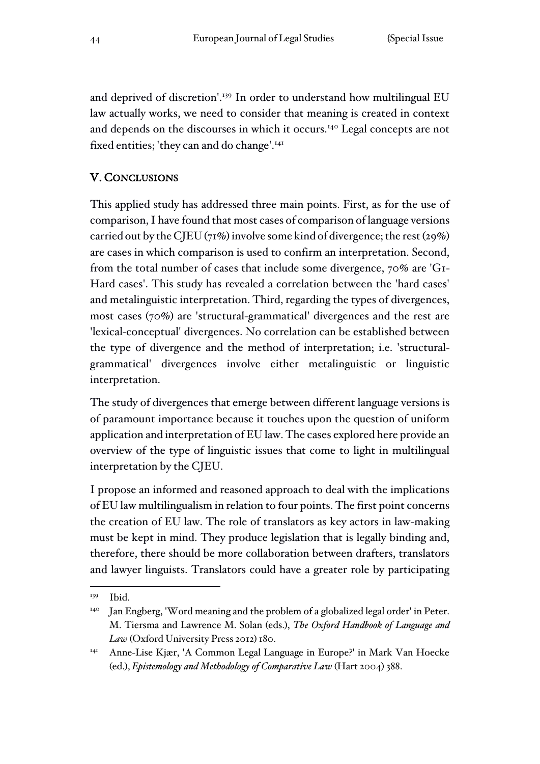and deprived of discretion'.[139] In order to understand how multilingual EU law actually works, we need to consider that meaning is created in context and depends on the discourses in which it occurs.[140] Legal concepts are not fixed entities; 'they can and do change'.[141]

## V. Conclusions

This applied study has addressed three main points. First, as for the use of comparison, I have found that most cases of comparison of language versions carried out by the CJEU (71%) involve some kind of divergence; the rest (29%) are cases in which comparison is used to confirm an interpretation. Second, from the total number of cases that include some divergence, 70% are 'G1-Hard cases'. This study has revealed a correlation between the 'hard cases' and metalinguistic interpretation. Third, regarding the types of divergences, most cases (70%) are 'structural-grammatical' divergences and the rest are 'lexical-conceptual' divergences. No correlation can be established between the type of divergence and the method of interpretation; i.e. 'structural-grammatical' divergences involve either metalinguistic or linguistic interpretation.

The study of divergences that emerge between different language versions is of paramount importance because it touches upon the question of uniform application and interpretation of EU law. The cases explored here provide an overview of the type of linguistic issues that come to light in multilingual interpretation by the CJEU.

I propose an informed and reasoned approach to deal with the implications of EU law multilingualism in relation to four points. The first point concerns the creation of EU law. The role of translators as key actors in law-making must be kept in mind. They produce legislation that is legally binding and, therefore, there should be more collaboration between drafters, translators and lawyer linguists. Translators could have a greater role by participating

---

[139] Ibid.

[140] Jan Engberg, 'Word meaning and the problem of a globalized legal order' in Peter. M. Tiersma and Lawrence M. Solan (eds.), *The Oxford Handbook of Language and Law* (Oxford University Press 2012) 180.

[141] Anne-Lise Kjær, 'A Common Legal Language in Europe?' in Mark Van Hoecke (ed.), *Epistemology and Methodology of Comparative Law* (Hart 2004) 388.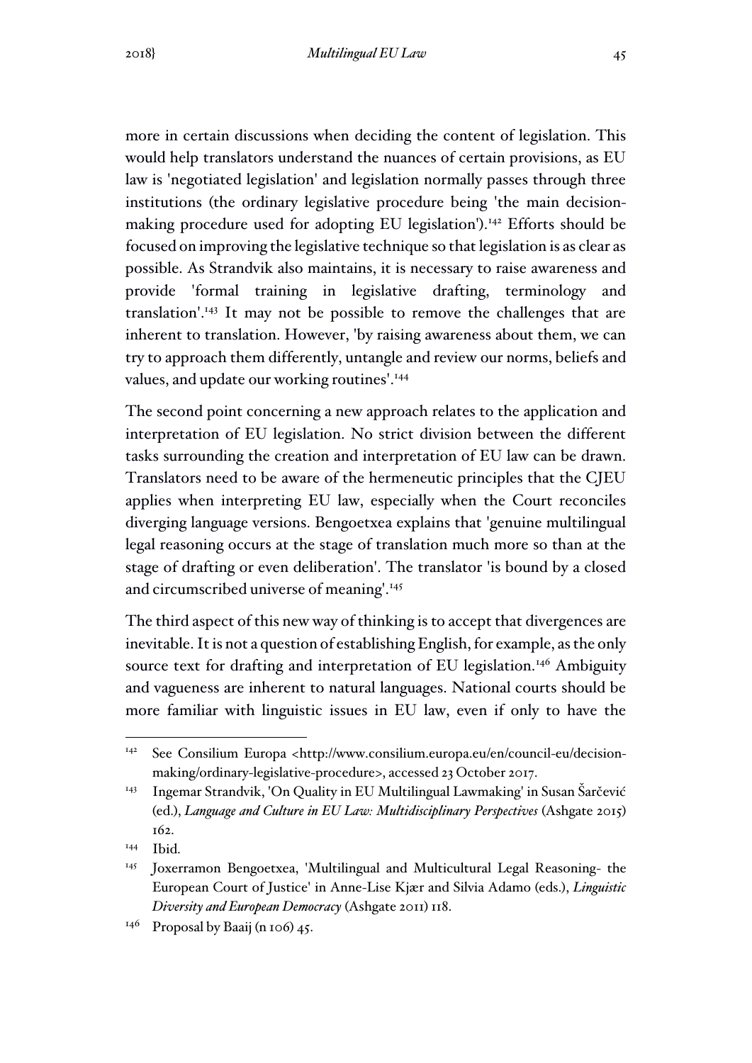more in certain discussions when deciding the content of legislation. This would help translators understand the nuances of certain provisions, as EU law is 'negotiated legislation' and legislation normally passes through three institutions (the ordinary legislative procedure being 'the main decision-making procedure used for adopting EU legislation').[142] Efforts should be focused on improving the legislative technique so that legislation is as clear as possible. As Strandvik also maintains, it is necessary to raise awareness and provide 'formal training in legislative drafting, terminology and translation'.[143] It may not be possible to remove the challenges that are inherent to translation. However, 'by raising awareness about them, we can try to approach them differently, untangle and review our norms, beliefs and values, and update our working routines'.[144]

The second point concerning a new approach relates to the application and interpretation of EU legislation. No strict division between the different tasks surrounding the creation and interpretation of EU law can be drawn. Translators need to be aware of the hermeneutic principles that the CJEU applies when interpreting EU law, especially when the Court reconciles diverging language versions. Bengoetxea explains that 'genuine multilingual legal reasoning occurs at the stage of translation much more so than at the stage of drafting or even deliberation'. The translator 'is bound by a closed and circumscribed universe of meaning'.[145]

The third aspect of this new way of thinking is to accept that divergences are inevitable. It is not a question of establishing English, for example, as the only source text for drafting and interpretation of EU legislation.[146] Ambiguity and vagueness are inherent to natural languages. National courts should be more familiar with linguistic issues in EU law, even if only to have the

---

[142] See Consilium Europa <http://www.consilium.europa.eu/en/council-eu/decision-making/ordinary-legislative-procedure>, accessed 23 October 2017.

[143] Ingemar Strandvik, 'On Quality in EU Multilingual Lawmaking' in Susan Šarčević (ed.), *Language and Culture in EU Law: Multidisciplinary Perspectives* (Ashgate 2015) 162.

[144] Ibid.

[145] Joxerramon Bengoetxea, 'Multilingual and Multicultural Legal Reasoning- the European Court of Justice' in Anne-Lise Kjær and Silvia Adamo (eds.), *Linguistic Diversity and European Democracy* (Ashgate 2011) 118.

[146] Proposal by Baaij (n 106) 45.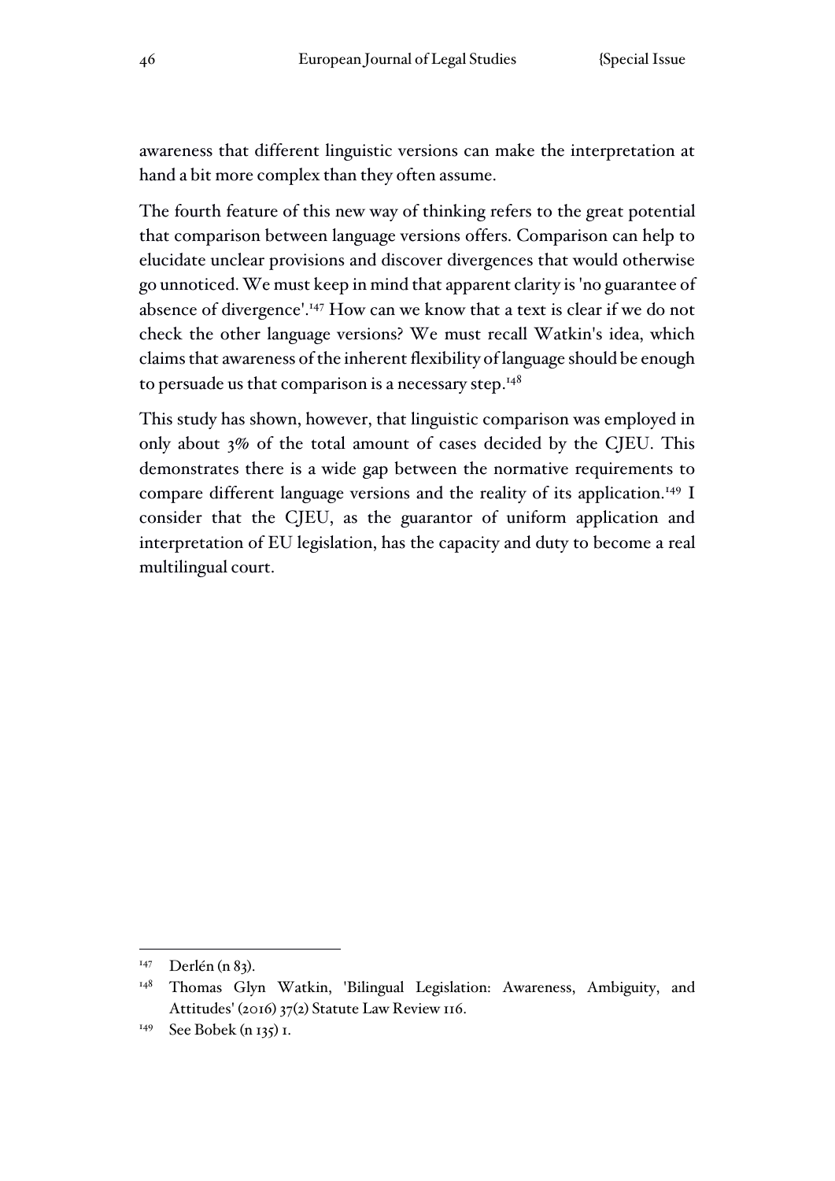awareness that different linguistic versions can make the interpretation at hand a bit more complex than they often assume.

The fourth feature of this new way of thinking refers to the great potential that comparison between language versions offers. Comparison can help to elucidate unclear provisions and discover divergences that would otherwise go unnoticed. We must keep in mind that apparent clarity is 'no guarantee of absence of divergence'.[147] How can we know that a text is clear if we do not check the other language versions? We must recall Watkin's idea, which claims that awareness of the inherent flexibility of language should be enough to persuade us that comparison is a necessary step.[148]

This study has shown, however, that linguistic comparison was employed in only about 3% of the total amount of cases decided by the CJEU. This demonstrates there is a wide gap between the normative requirements to compare different language versions and the reality of its application.[149] I consider that the CJEU, as the guarantor of uniform application and interpretation of EU legislation, has the capacity and duty to become a real multilingual court.

---

[147] Derlén (n 83).

[148] Thomas Glyn Watkin, 'Bilingual Legislation: Awareness, Ambiguity, and Attitudes' (2016) 37(2) Statute Law Review 116.

[149] See Bobek (n 135) 1.